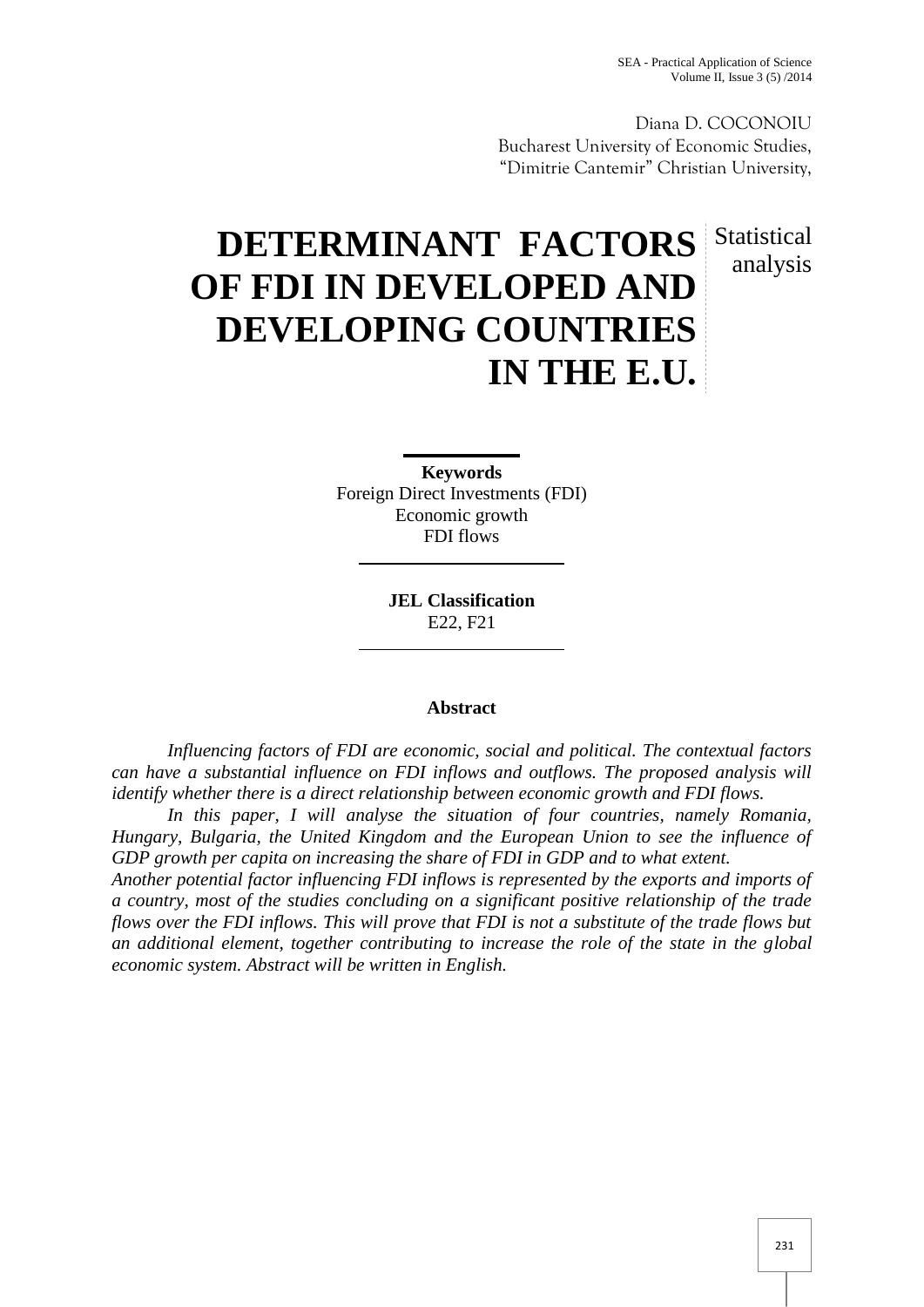Diana D. COCONOIU
Bucharest University of Economic Studies,
"Dimitrie Cantemir" Christian University,

# DETERMINANT FACTORS OF FDI IN DEVELOPED AND DEVELOPING COUNTRIES IN THE E.U.

Statistical analysis

**Keywords**
Foreign Direct Investments (FDI)
Economic growth
FDI flows

**JEL Classification**
E22, F21

**Abstract**

*Influencing factors of FDI are economic, social and political. The contextual factors can have a substantial influence on FDI inflows and outflows. The proposed analysis will identify whether there is a direct relationship between economic growth and FDI flows.*

*In this paper, I will analyse the situation of four countries, namely Romania, Hungary, Bulgaria, the United Kingdom and the European Union to see the influence of GDP growth per capita on increasing the share of FDI in GDP and to what extent.*

*Another potential factor influencing FDI inflows is represented by the exports and imports of a country, most of the studies concluding on a significant positive relationship of the trade flows over the FDI inflows. This will prove that FDI is not a substitute of the trade flows but an additional element, together contributing to increase the role of the state in the global economic system. Abstract will be written in English.*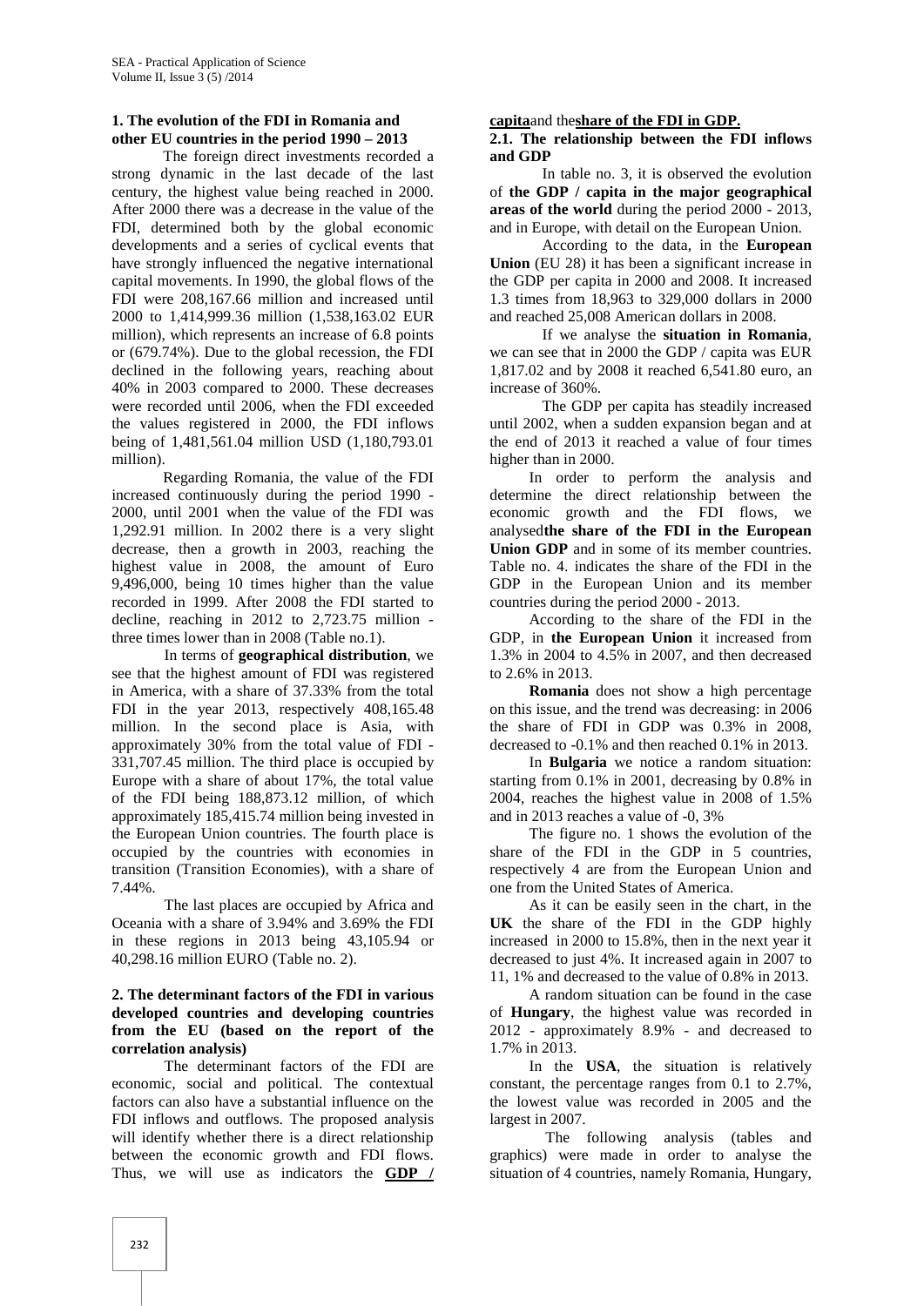## 1. The evolution of the FDI in Romania and other EU countries in the period 1990 – 2013

The foreign direct investments recorded a strong dynamic in the last decade of the last century, the highest value being reached in 2000. After 2000 there was a decrease in the value of the FDI, determined both by the global economic developments and a series of cyclical events that have strongly influenced the negative international capital movements. In 1990, the global flows of the FDI were 208,167.66 million and increased until 2000 to 1,414,999.36 million (1,538,163.02 EUR million), which represents an increase of 6.8 points or (679.74%). Due to the global recession, the FDI declined in the following years, reaching about 40% in 2003 compared to 2000. These decreases were recorded until 2006, when the FDI exceeded the values registered in 2000, the FDI inflows being of 1,481,561.04 million USD (1,180,793.01 million).

Regarding Romania, the value of the FDI increased continuously during the period 1990 - 2000, until 2001 when the value of the FDI was 1,292.91 million. In 2002 there is a very slight decrease, then a growth in 2003, reaching the highest value in 2008, the amount of Euro 9,496,000, being 10 times higher than the value recorded in 1999. After 2008 the FDI started to decline, reaching in 2012 to 2,723.75 million - three times lower than in 2008 (Table no.1).

In terms of **geographical distribution**, we see that the highest amount of FDI was registered in America, with a share of 37.33% from the total FDI in the year 2013, respectively 408,165.48 million. In the second place is Asia, with approximately 30% from the total value of FDI - 331,707.45 million. The third place is occupied by Europe with a share of about 17%, the total value of the FDI being 188,873.12 million, of which approximately 185,415.74 million being invested in the European Union countries. The fourth place is occupied by the countries with economies in transition (Transition Economies), with a share of 7.44%.

The last places are occupied by Africa and Oceania with a share of 3.94% and 3.69% the FDI in these regions in 2013 being 43,105.94 or 40,298.16 million EURO (Table no. 2).

## 2. The determinant factors of the FDI in various developed countries and developing countries from the EU (based on the report of the correlation analysis)

The determinant factors of the FDI are economic, social and political. The contextual factors can also have a substantial influence on the FDI inflows and outflows. The proposed analysis will identify whether there is a direct relationship between the economic growth and FDI flows. Thus, we will use as indicators the **GDP / capita**and the**share of the FDI in GDP.**

### 2.1. The relationship between the FDI inflows and GDP

In table no. 3, it is observed the evolution of **the GDP / capita in the major geographical areas of the world** during the period 2000 - 2013, and in Europe, with detail on the European Union.

According to the data, in the **European Union** (EU 28) it has been a significant increase in the GDP per capita in 2000 and 2008. It increased 1.3 times from 18,963 to 329,000 dollars in 2000 and reached 25,008 American dollars in 2008.

If we analyse the **situation in Romania**, we can see that in 2000 the GDP / capita was EUR 1,817.02 and by 2008 it reached 6,541.80 euro, an increase of 360%.

The GDP per capita has steadily increased until 2002, when a sudden expansion began and at the end of 2013 it reached a value of four times higher than in 2000.

In order to perform the analysis and determine the direct relationship between the economic growth and the FDI flows, we analysed**the share of the FDI in the European Union GDP** and in some of its member countries. Table no. 4. indicates the share of the FDI in the GDP in the European Union and its member countries during the period 2000 - 2013.

According to the share of the FDI in the GDP, in **the European Union** it increased from 1.3% in 2004 to 4.5% in 2007, and then decreased to 2.6% in 2013.

**Romania** does not show a high percentage on this issue, and the trend was decreasing: in 2006 the share of FDI in GDP was 0.3% in 2008, decreased to -0.1% and then reached 0.1% in 2013.

In **Bulgaria** we notice a random situation: starting from 0.1% in 2001, decreasing by 0.8% in 2004, reaches the highest value in 2008 of 1.5% and in 2013 reaches a value of -0, 3%

The figure no. 1 shows the evolution of the share of the FDI in the GDP in 5 countries, respectively 4 are from the European Union and one from the United States of America.

As it can be easily seen in the chart, in the **UK** the share of the FDI in the GDP highly increased in 2000 to 15.8%, then in the next year it decreased to just 4%. It increased again in 2007 to 11, 1% and decreased to the value of 0.8% in 2013.

A random situation can be found in the case of **Hungary**, the highest value was recorded in 2012 - approximately 8.9% - and decreased to 1.7% in 2013.

In the **USA**, the situation is relatively constant, the percentage ranges from 0.1 to 2.7%, the lowest value was recorded in 2005 and the largest in 2007.

The following analysis (tables and graphics) were made in order to analyse the situation of 4 countries, namely Romania, Hungary,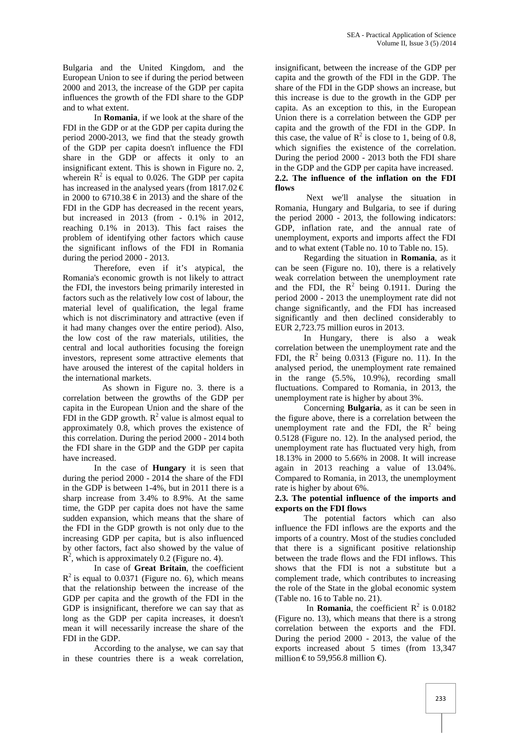Bulgaria and the United Kingdom, and the European Union to see if during the period between 2000 and 2013, the increase of the GDP per capita influences the growth of the FDI share to the GDP and to what extent.

In **Romania**, if we look at the share of the FDI in the GDP or at the GDP per capita during the period 2000-2013, we find that the steady growth of the GDP per capita doesn't influence the FDI share in the GDP or affects it only to an insignificant extent. This is shown in Figure no. 2, wherein $R^2$ is equal to 0.026. The GDP per capita has increased in the analysed years (from 1817.02 € in 2000 to 6710.38 € in 2013) and the share of the FDI in the GDP has decreased in the recent years, but increased in 2013 (from - 0.1% in 2012, reaching 0.1% in 2013). This fact raises the problem of identifying other factors which cause the significant inflows of the FDI in Romania during the period 2000 - 2013.

Therefore, even if it's atypical, the Romania's economic growth is not likely to attract the FDI, the investors being primarily interested in factors such as the relatively low cost of labour, the material level of qualification, the legal frame which is not discriminatory and attractive (even if it had many changes over the entire period). Also, the low cost of the raw materials, utilities, the central and local authorities focusing the foreign investors, represent some attractive elements that have aroused the interest of the capital holders in the international markets.

As shown in Figure no. 3. there is a correlation between the growths of the GDP per capita in the European Union and the share of the FDI in the GDP growth. $R^2$ value is almost equal to approximately 0.8, which proves the existence of this correlation. During the period 2000 - 2014 both the FDI share in the GDP and the GDP per capita have increased.

In the case of **Hungary** it is seen that during the period 2000 - 2014 the share of the FDI in the GDP is between 1-4%, but in 2011 there is a sharp increase from 3.4% to 8.9%. At the same time, the GDP per capita does not have the same sudden expansion, which means that the share of the FDI in the GDP growth is not only due to the increasing GDP per capita, but is also influenced by other factors, fact also showed by the value of $R^2$, which is approximately 0.2 (Figure no. 4).

In case of **Great Britain**, the coefficient $R^2$ is equal to 0.0371 (Figure no. 6), which means that the relationship between the increase of the GDP per capita and the growth of the FDI in the GDP is insignificant, therefore we can say that as long as the GDP per capita increases, it doesn't mean it will necessarily increase the share of the FDI in the GDP.

According to the analyse, we can say that in these countries there is a weak correlation, insignificant, between the increase of the GDP per capita and the growth of the FDI in the GDP. The share of the FDI in the GDP shows an increase, but this increase is due to the growth in the GDP per capita. As an exception to this, in the European Union there is a correlation between the GDP per capita and the growth of the FDI in the GDP. In this case, the value of $R^2$ is close to 1, being of 0.8, which signifies the existence of the correlation. During the period 2000 - 2013 both the FDI share in the GDP and the GDP per capita have increased.

### 2.2. The influence of the inflation on the FDI flows

Next we'll analyse the situation in Romania, Hungary and Bulgaria, to see if during the period 2000 - 2013, the following indicators: GDP, inflation rate, and the annual rate of unemployment, exports and imports affect the FDI and to what extent (Table no. 10 to Table no. 15).

Regarding the situation in **Romania**, as it can be seen (Figure no. 10), there is a relatively weak correlation between the unemployment rate and the FDI, the $R^2$ being 0.1911. During the period 2000 - 2013 the unemployment rate did not change significantly, and the FDI has increased significantly and then declined considerably to EUR 2,723.75 million euros in 2013.

In Hungary, there is also a weak correlation between the unemployment rate and the FDI, the $R^2$ being 0.0313 (Figure no. 11). In the analysed period, the unemployment rate remained in the range (5.5%, 10.9%), recording small fluctuations. Compared to Romania, in 2013, the unemployment rate is higher by about 3%.

Concerning **Bulgaria**, as it can be seen in the figure above, there is a correlation between the unemployment rate and the FDI, the $R^2$ being 0.5128 (Figure no. 12). In the analysed period, the unemployment rate has fluctuated very high, from 18.13% in 2000 to 5.66% in 2008. It will increase again in 2013 reaching a value of 13.04%. Compared to Romania, in 2013, the unemployment rate is higher by about 6%.

### 2.3. The potential influence of the imports and exports on the FDI flows

The potential factors which can also influence the FDI inflows are the exports and the imports of a country. Most of the studies concluded that there is a significant positive relationship between the trade flows and the FDI inflows. This shows that the FDI is not a substitute but a complement trade, which contributes to increasing the role of the State in the global economic system (Table no. 16 to Table no. 21).

In **Romania**, the coefficient $R^2$ is 0.0182 (Figure no. 13), which means that there is a strong correlation between the exports and the FDI. During the period 2000 - 2013, the value of the exports increased about 5 times (from 13,347 million € to 59,956.8 million €).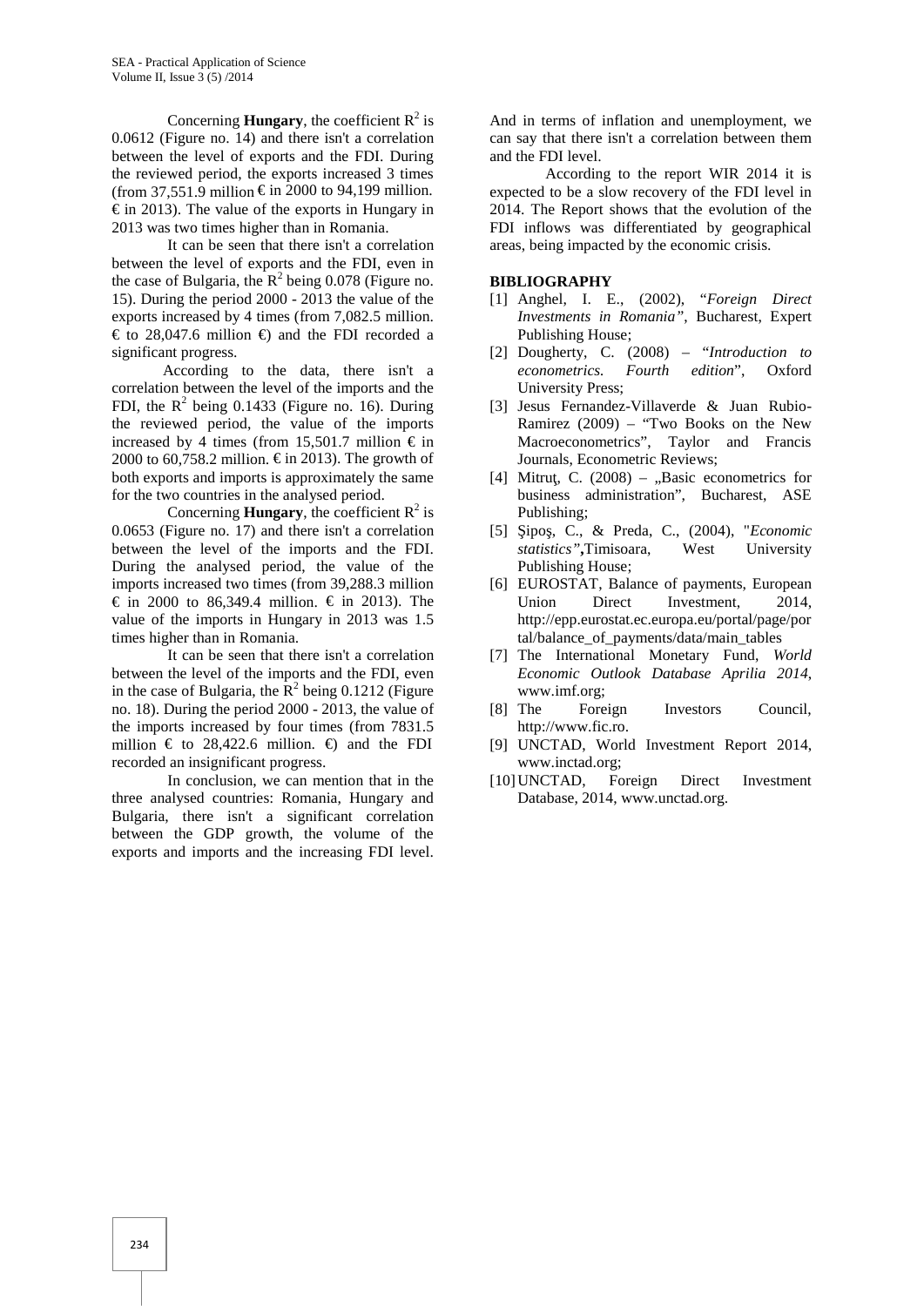Concerning **Hungary**, the coefficient $R^2$ is 0.0612 (Figure no. 14) and there isn't a correlation between the level of exports and the FDI. During the reviewed period, the exports increased 3 times (from 37,551.9 million € in 2000 to 94,199 million. € in 2013). The value of the exports in Hungary in 2013 was two times higher than in Romania.

It can be seen that there isn't a correlation between the level of exports and the FDI, even in the case of Bulgaria, the $R^2$ being 0.078 (Figure no. 15). During the period 2000 - 2013 the value of the exports increased by 4 times (from 7,082.5 million. € to 28,047.6 million €) and the FDI recorded a significant progress.

According to the data, there isn't a correlation between the level of the imports and the FDI, the $R^2$ being 0.1433 (Figure no. 16). During the reviewed period, the value of the imports increased by 4 times (from 15,501.7 million € in 2000 to 60,758.2 million. € in 2013). The growth of both exports and imports is approximately the same for the two countries in the analysed period.

Concerning **Hungary**, the coefficient $R^2$ is 0.0653 (Figure no. 17) and there isn't a correlation between the level of the imports and the FDI. During the analysed period, the value of the imports increased two times (from 39,288.3 million € in 2000 to 86,349.4 million. € in 2013). The value of the imports in Hungary in 2013 was 1.5 times higher than in Romania.

It can be seen that there isn't a correlation between the level of the imports and the FDI, even in the case of Bulgaria, the $R^2$ being 0.1212 (Figure no. 18). During the period 2000 - 2013, the value of the imports increased by four times (from 7831.5 million € to 28,422.6 million. €) and the FDI recorded an insignificant progress.

In conclusion, we can mention that in the three analysed countries: Romania, Hungary and Bulgaria, there isn't a significant correlation between the GDP growth, the volume of the exports and imports and the increasing FDI level. And in terms of inflation and unemployment, we can say that there isn't a correlation between them and the FDI level.

According to the report WIR 2014 it is expected to be a slow recovery of the FDI level in 2014. The Report shows that the evolution of the FDI inflows was differentiated by geographical areas, being impacted by the economic crisis.

## BIBLIOGRAPHY

[1] Anghel, I. E., (2002), "*Foreign Direct Investments in Romania"*, Bucharest, Expert Publishing House;

[2] Dougherty, C. (2008) – "*Introduction to econometrics. Fourth edition*", Oxford University Press;

[3] Jesus Fernandez-Villaverde & Juan Rubio-Ramirez (2009) – "Two Books on the New Macroeconometrics", Taylor and Francis Journals, Econometric Reviews;

[4] Mitruţ, C. (2008) – „Basic econometrics for business administration", Bucharest, ASE Publishing;

[5] Şipoş, C., & Preda, C., (2004), "*Economic statistics"*, Timisoara, West University Publishing House;

[6] EUROSTAT, Balance of payments, European Union Direct Investment, 2014, http://epp.eurostat.ec.europa.eu/portal/page/portal/balance_of_payments/data/main_tables

[7] The International Monetary Fund, *World Economic Outlook Database Aprilia 2014*, www.imf.org;

[8] The Foreign Investors Council, http://www.fic.ro.

[9] UNCTAD, World Investment Report 2014, www.inctad.org;

[10] UNCTAD, Foreign Direct Investment Database, 2014, www.unctad.org.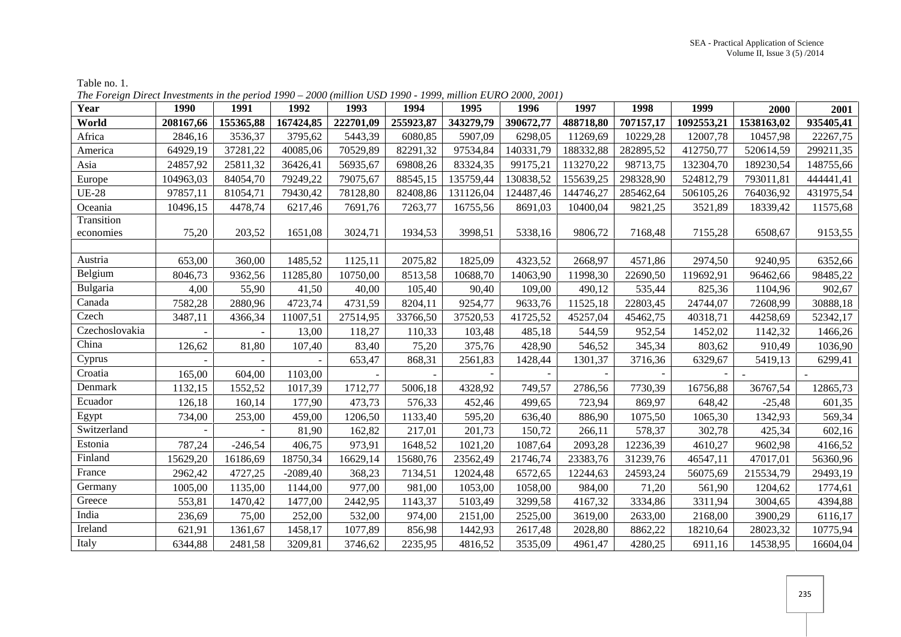Table no. 1.

*The Foreign Direct Investments in the period 1990 – 2000 (million USD 1990 - 1999, million EURO 2000, 2001)*

| Year | 1990 | 1991 | 1992 | 1993 | 1994 | 1995 | 1996 | 1997 | 1998 | 1999 | 2000 | 2001 |
|---|---|---|---|---|---|---|---|---|---|---|---|---|
| **World** | **208167,66** | **155365,88** | **167424,85** | **222701,09** | **255923,87** | **343279,79** | **390672,77** | **488718,80** | **707157,17** | **1092553,21** | **1538163,02** | **935405,41** |
| Africa | 2846,16 | 3536,37 | 3795,62 | 5443,39 | 6080,85 | 5907,09 | 6298,05 | 11269,69 | 10229,28 | 12007,78 | 10457,98 | 22267,75 |
| America | 64929,19 | 37281,22 | 40085,06 | 70529,89 | 82291,32 | 97534,84 | 140331,79 | 188332,88 | 282895,52 | 412750,77 | 520614,59 | 299211,35 |
| Asia | 24857,92 | 25811,32 | 36426,41 | 56935,67 | 69808,26 | 83324,35 | 99175,21 | 113270,22 | 98713,75 | 132304,70 | 189230,54 | 148755,66 |
| Europe | 104963,03 | 84054,70 | 79249,22 | 79075,67 | 88545,15 | 135759,44 | 130838,52 | 155639,25 | 298328,90 | 524812,79 | 793011,81 | 444441,41 |
| UE-28 | 97857,11 | 81054,71 | 79430,42 | 78128,80 | 82408,86 | 131126,04 | 124487,46 | 144746,27 | 285462,64 | 506105,26 | 764036,92 | 431975,54 |
| Oceania | 10496,15 | 4478,74 | 6217,46 | 7691,76 | 7263,77 | 16755,56 | 8691,03 | 10400,04 | 9821,25 | 3521,89 | 18339,42 | 11575,68 |
| Transition economies | 75,20 | 203,52 | 1651,08 | 3024,71 | 1934,53 | 3998,51 | 5338,16 | 9806,72 | 7168,48 | 7155,28 | 6508,67 | 9153,55 |
| | | | | | | | | | | | | |
| Austria | 653,00 | 360,00 | 1485,52 | 1125,11 | 2075,82 | 1825,09 | 4323,52 | 2668,97 | 4571,86 | 2974,50 | 9240,95 | 6352,66 |
| Belgium | 8046,73 | 9362,56 | 11285,80 | 10750,00 | 8513,58 | 10688,70 | 14063,90 | 11998,30 | 22690,50 | 119692,91 | 96462,66 | 98485,22 |
| Bulgaria | 4,00 | 55,90 | 41,50 | 40,00 | 105,40 | 90,40 | 109,00 | 490,12 | 535,44 | 825,36 | 1104,96 | 902,67 |
| Canada | 7582,28 | 2880,96 | 4723,74 | 4731,59 | 8204,11 | 9254,77 | 9633,76 | 11525,18 | 22803,45 | 24744,07 | 72608,99 | 30888,18 |
| Czech | 3487,11 | 4366,34 | 11007,51 | 27514,95 | 33766,50 | 37520,53 | 41725,52 | 45257,04 | 45462,75 | 40318,71 | 44258,69 | 52342,17 |
| Czechoslovakia | - | - | 13,00 | 118,27 | 110,33 | 103,48 | 485,18 | 544,59 | 952,54 | 1452,02 | 1142,32 | 1466,26 |
| China | 126,62 | 81,80 | 107,40 | 83,40 | 75,20 | 375,76 | 428,90 | 546,52 | 345,34 | 803,62 | 910,49 | 1036,90 |
| Cyprus | - | - | - | 653,47 | 868,31 | 2561,83 | 1428,44 | 1301,37 | 3716,36 | 6329,67 | 5419,13 | 6299,41 |
| Croatia | 165,00 | 604,00 | 1103,00 | - | - | - | - | - | - | - | - | - |
| Denmark | 1132,15 | 1552,52 | 1017,39 | 1712,77 | 5006,18 | 4328,92 | 749,57 | 2786,56 | 7730,39 | 16756,88 | 36767,54 | 12865,73 |
| Ecuador | 126,18 | 160,14 | 177,90 | 473,73 | 576,33 | 452,46 | 499,65 | 723,94 | 869,97 | 648,42 | -25,48 | 601,35 |
| Egypt | 734,00 | 253,00 | 459,00 | 1206,50 | 1133,40 | 595,20 | 636,40 | 886,90 | 1075,50 | 1065,30 | 1342,93 | 569,34 |
| Switzerland | - | - | 81,90 | 162,82 | 217,01 | 201,73 | 150,72 | 266,11 | 578,37 | 302,78 | 425,34 | 602,16 |
| Estonia | 787,24 | -246,54 | 406,75 | 973,91 | 1648,52 | 1021,20 | 1087,64 | 2093,28 | 12236,39 | 4610,27 | 9602,98 | 4166,52 |
| Finland | 15629,20 | 16186,69 | 18750,34 | 16629,14 | 15680,76 | 23562,49 | 21746,74 | 23383,76 | 31239,76 | 46547,11 | 47017,01 | 56360,96 |
| France | 2962,42 | 4727,25 | -2089,40 | 368,23 | 7134,51 | 12024,48 | 6572,65 | 12244,63 | 24593,24 | 56075,69 | 215534,79 | 29493,19 |
| Germany | 1005,00 | 1135,00 | 1144,00 | 977,00 | 981,00 | 1053,00 | 1058,00 | 984,00 | 71,20 | 561,90 | 1204,62 | 1774,61 |
| Greece | 553,81 | 1470,42 | 1477,00 | 2442,95 | 1143,37 | 5103,49 | 3299,58 | 4167,32 | 3334,86 | 3311,94 | 3004,65 | 4394,88 |
| India | 236,69 | 75,00 | 252,00 | 532,00 | 974,00 | 2151,00 | 2525,00 | 3619,00 | 2633,00 | 2168,00 | 3900,29 | 6116,17 |
| Ireland | 621,91 | 1361,67 | 1458,17 | 1077,89 | 856,98 | 1442,93 | 2617,48 | 2028,80 | 8862,22 | 18210,64 | 28023,32 | 10775,94 |
| Italy | 6344,88 | 2481,58 | 3209,81 | 3746,62 | 2235,95 | 4816,52 | 3535,09 | 4961,47 | 4280,25 | 6911,16 | 14538,95 | 16604,04 |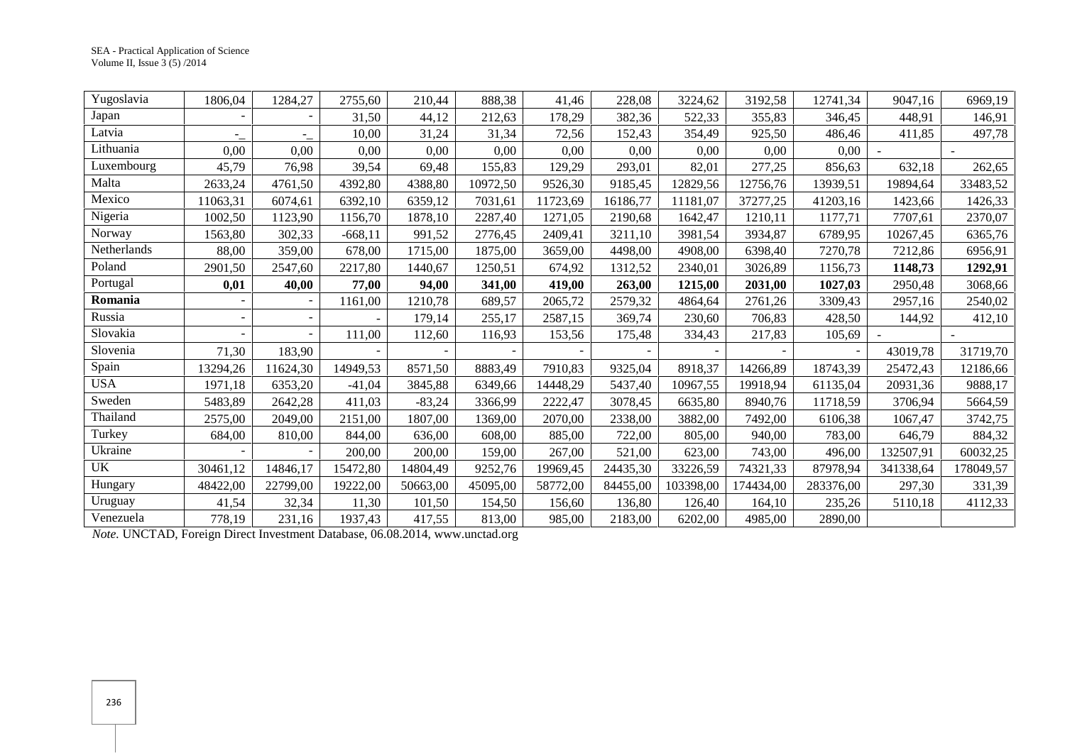| | | | | | | | | | | | | |
|---|---|---|---|---|---|---|---|---|---|---|---|---|
| Yugoslavia | 1806,04 | 1284,27 | 2755,60 | 210,44 | 888,38 | 41,46 | 228,08 | 3224,62 | 3192,58 | 12741,34 | 9047,16 | 6969,19 |
| Japan | - | - | 31,50 | 44,12 | 212,63 | 178,29 | 382,36 | 522,33 | 355,83 | 346,45 | 448,91 | 146,91 |
| Latvia | -_ | -_ | 10,00 | 31,24 | 31,34 | 72,56 | 152,43 | 354,49 | 925,50 | 486,46 | 411,85 | 497,78 |
| Lithuania | 0,00 | 0,00 | 0,00 | 0,00 | 0,00 | 0,00 | 0,00 | 0,00 | 0,00 | 0,00 | - | - |
| Luxembourg | 45,79 | 76,98 | 39,54 | 69,48 | 155,83 | 129,29 | 293,01 | 82,01 | 277,25 | 856,63 | 632,18 | 262,65 |
| Malta | 2633,24 | 4761,50 | 4392,80 | 4388,80 | 10972,50 | 9526,30 | 9185,45 | 12829,56 | 12756,76 | 13939,51 | 19894,64 | 33483,52 |
| Mexico | 11063,31 | 6074,61 | 6392,10 | 6359,12 | 7031,61 | 11723,69 | 16186,77 | 11181,07 | 37277,25 | 41203,16 | 1423,66 | 1426,33 |
| Nigeria | 1002,50 | 1123,90 | 1156,70 | 1878,10 | 2287,40 | 1271,05 | 2190,68 | 1642,47 | 1210,11 | 1177,71 | 7707,61 | 2370,07 |
| Norway | 1563,80 | 302,33 | -668,11 | 991,52 | 2776,45 | 2409,41 | 3211,10 | 3981,54 | 3934,87 | 6789,95 | 10267,45 | 6365,76 |
| Netherlands | 88,00 | 359,00 | 678,00 | 1715,00 | 1875,00 | 3659,00 | 4498,00 | 4908,00 | 6398,40 | 7270,78 | 7212,86 | 6956,91 |
| Poland | 2901,50 | 2547,60 | 2217,80 | 1440,67 | 1250,51 | 674,92 | 1312,52 | 2340,01 | 3026,89 | 1156,73 | **1148,73** | **1292,91** |
| Portugal | **0,01** | **40,00** | **77,00** | **94,00** | **341,00** | **419,00** | **263,00** | **1215,00** | **2031,00** | **1027,03** | 2950,48 | 3068,66 |
| **Romania** | - | - | 1161,00 | 1210,78 | 689,57 | 2065,72 | 2579,32 | 4864,64 | 2761,26 | 3309,43 | 2957,16 | 2540,02 |
| Russia | - | - | - | 179,14 | 255,17 | 2587,15 | 369,74 | 230,60 | 706,83 | 428,50 | 144,92 | 412,10 |
| Slovakia | - | - | 111,00 | 112,60 | 116,93 | 153,56 | 175,48 | 334,43 | 217,83 | 105,69 | - | - |
| Slovenia | 71,30 | 183,90 | - | - | - | - | - | - | - | - | 43019,78 | 31719,70 |
| Spain | 13294,26 | 11624,30 | 14949,53 | 8571,50 | 8883,49 | 7910,83 | 9325,04 | 8918,37 | 14266,89 | 18743,39 | 25472,43 | 12186,66 |
| USA | 1971,18 | 6353,20 | -41,04 | 3845,88 | 6349,66 | 14448,29 | 5437,40 | 10967,55 | 19918,94 | 61135,04 | 20931,36 | 9888,17 |
| Sweden | 5483,89 | 2642,28 | 411,03 | -83,24 | 3366,99 | 2222,47 | 3078,45 | 6635,80 | 8940,76 | 11718,59 | 3706,94 | 5664,59 |
| Thailand | 2575,00 | 2049,00 | 2151,00 | 1807,00 | 1369,00 | 2070,00 | 2338,00 | 3882,00 | 7492,00 | 6106,38 | 1067,47 | 3742,75 |
| Turkey | 684,00 | 810,00 | 844,00 | 636,00 | 608,00 | 885,00 | 722,00 | 805,00 | 940,00 | 783,00 | 646,79 | 884,32 |
| Ukraine | - | - | 200,00 | 200,00 | 159,00 | 267,00 | 521,00 | 623,00 | 743,00 | 496,00 | 132507,91 | 60032,25 |
| UK | 30461,12 | 14846,17 | 15472,80 | 14804,49 | 9252,76 | 19969,45 | 24435,30 | 33226,59 | 74321,33 | 87978,94 | 341338,64 | 178049,57 |
| Hungary | 48422,00 | 22799,00 | 19222,00 | 50663,00 | 45095,00 | 58772,00 | 84455,00 | 103398,00 | 174434,00 | 283376,00 | 297,30 | 331,39 |
| Uruguay | 41,54 | 32,34 | 11,30 | 101,50 | 154,50 | 156,60 | 136,80 | 126,40 | 164,10 | 235,26 | 5110,18 | 4112,33 |
| Venezuela | 778,19 | 231,16 | 1937,43 | 417,55 | 813,00 | 985,00 | 2183,00 | 6202,00 | 4985,00 | 2890,00 | | |

*Note.* UNCTAD, Foreign Direct Investment Database, 06.08.2014, www.unctad.org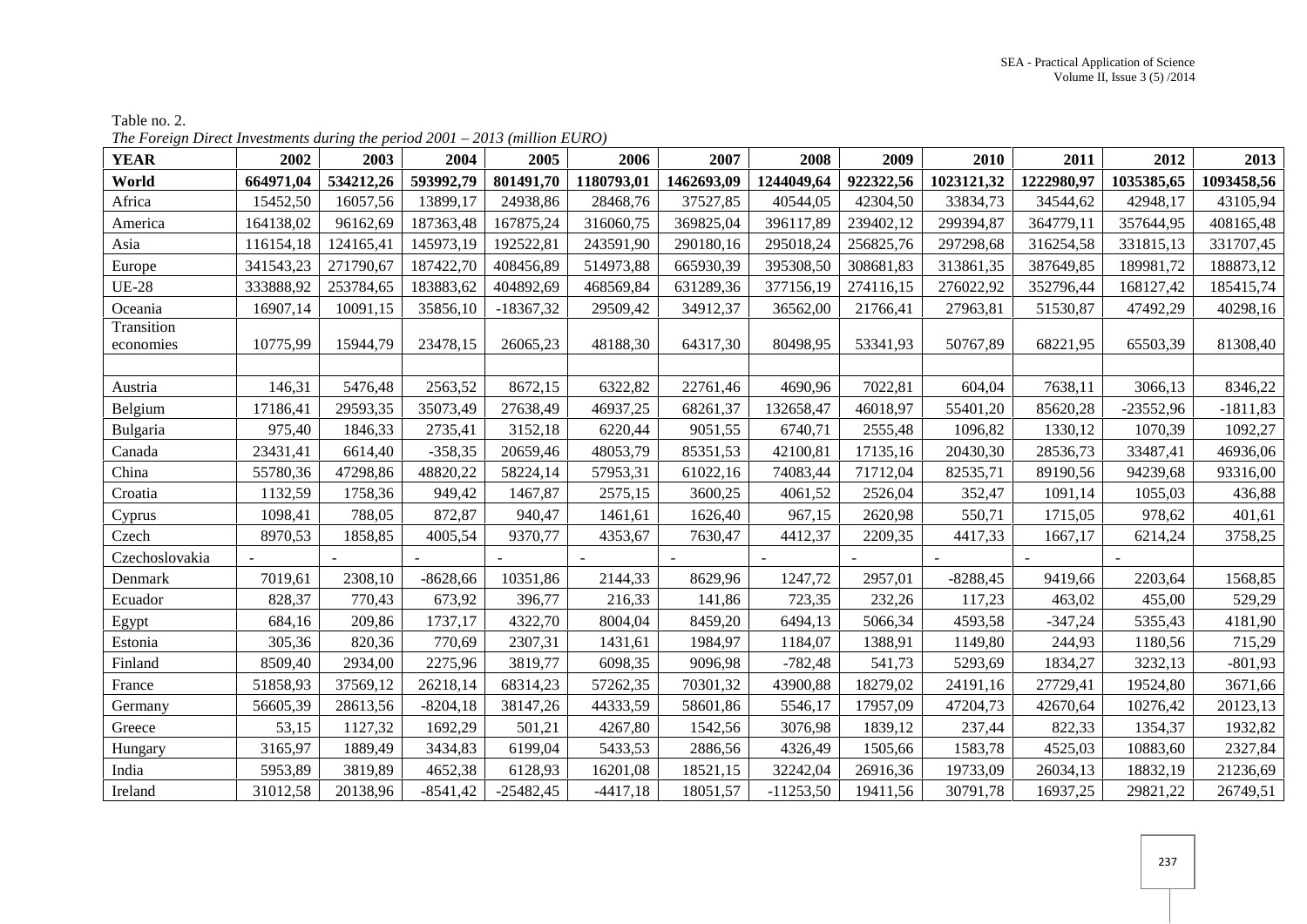Table no. 2.

*The Foreign Direct Investments during the period 2001 – 2013 (million EURO)*

| YEAR | 2002 | 2003 | 2004 | 2005 | 2006 | 2007 | 2008 | 2009 | 2010 | 2011 | 2012 | 2013 |
|---|---|---|---|---|---|---|---|---|---|---|---|---|
| **World** | **664971,04** | **534212,26** | **593992,79** | **801491,70** | **1180793,01** | **1462693,09** | **1244049,64** | **922322,56** | **1023121,32** | **1222980,97** | **1035385,65** | **1093458,56** |
| Africa | 15452,50 | 16057,56 | 13899,17 | 24938,86 | 28468,76 | 37527,85 | 40544,05 | 42304,50 | 33834,73 | 34544,62 | 42948,17 | 43105,94 |
| America | 164138,02 | 96162,69 | 187363,48 | 167875,24 | 316060,75 | 369825,04 | 396117,89 | 239402,12 | 299394,87 | 364779,11 | 357644,95 | 408165,48 |
| Asia | 116154,18 | 124165,41 | 145973,19 | 192522,81 | 243591,90 | 290180,16 | 295018,24 | 256825,76 | 297298,68 | 316254,58 | 331815,13 | 331707,45 |
| Europe | 341543,23 | 271790,67 | 187422,70 | 408456,89 | 514973,88 | 665930,39 | 395308,50 | 308681,83 | 313861,35 | 387649,85 | 189981,72 | 188873,12 |
| UE-28 | 333888,92 | 253784,65 | 183883,62 | 404892,69 | 468569,84 | 631289,36 | 377156,19 | 274116,15 | 276022,92 | 352796,44 | 168127,42 | 185415,74 |
| Oceania | 16907,14 | 10091,15 | 35856,10 | -18367,32 | 29509,42 | 34912,37 | 36562,00 | 21766,41 | 27963,81 | 51530,87 | 47492,29 | 40298,16 |
| Transition economies | 10775,99 | 15944,79 | 23478,15 | 26065,23 | 48188,30 | 64317,30 | 80498,95 | 53341,93 | 50767,89 | 68221,95 | 65503,39 | 81308,40 |
| | | | | | | | | | | | | |
| Austria | 146,31 | 5476,48 | 2563,52 | 8672,15 | 6322,82 | 22761,46 | 4690,96 | 7022,81 | 604,04 | 7638,11 | 3066,13 | 8346,22 |
| Belgium | 17186,41 | 29593,35 | 35073,49 | 27638,49 | 46937,25 | 68261,37 | 132658,47 | 46018,97 | 55401,20 | 85620,28 | -23552,96 | -1811,83 |
| Bulgaria | 975,40 | 1846,33 | 2735,41 | 3152,18 | 6220,44 | 9051,55 | 6740,71 | 2555,48 | 1096,82 | 1330,12 | 1070,39 | 1092,27 |
| Canada | 23431,41 | 6614,40 | -358,35 | 20659,46 | 48053,79 | 85351,53 | 42100,81 | 17135,16 | 20430,30 | 28536,73 | 33487,41 | 46936,06 |
| China | 55780,36 | 47298,86 | 48820,22 | 58224,14 | 57953,31 | 61022,16 | 74083,44 | 71712,04 | 82535,71 | 89190,56 | 94239,68 | 93316,00 |
| Croatia | 1132,59 | 1758,36 | 949,42 | 1467,87 | 2575,15 | 3600,25 | 4061,52 | 2526,04 | 352,47 | 1091,14 | 1055,03 | 436,88 |
| Cyprus | 1098,41 | 788,05 | 872,87 | 940,47 | 1461,61 | 1626,40 | 967,15 | 2620,98 | 550,71 | 1715,05 | 978,62 | 401,61 |
| Czech | 8970,53 | 1858,85 | 4005,54 | 9370,77 | 4353,67 | 7630,47 | 4412,37 | 2209,35 | 4417,33 | 1667,17 | 6214,24 | 3758,25 |
| Czechoslovakia | - | - | - | - | - | - | - | - | - | - | - | |
| Denmark | 7019,61 | 2308,10 | -8628,66 | 10351,86 | 2144,33 | 8629,96 | 1247,72 | 2957,01 | -8288,45 | 9419,66 | 2203,64 | 1568,85 |
| Ecuador | 828,37 | 770,43 | 673,92 | 396,77 | 216,33 | 141,86 | 723,35 | 232,26 | 117,23 | 463,02 | 455,00 | 529,29 |
| Egypt | 684,16 | 209,86 | 1737,17 | 4322,70 | 8004,04 | 8459,20 | 6494,13 | 5066,34 | 4593,58 | -347,24 | 5355,43 | 4181,90 |
| Estonia | 305,36 | 820,36 | 770,69 | 2307,31 | 1431,61 | 1984,97 | 1184,07 | 1388,91 | 1149,80 | 244,93 | 1180,56 | 715,29 |
| Finland | 8509,40 | 2934,00 | 2275,96 | 3819,77 | 6098,35 | 9096,98 | -782,48 | 541,73 | 5293,69 | 1834,27 | 3232,13 | -801,93 |
| France | 51858,93 | 37569,12 | 26218,14 | 68314,23 | 57262,35 | 70301,32 | 43900,88 | 18279,02 | 24191,16 | 27729,41 | 19524,80 | 3671,66 |
| Germany | 56605,39 | 28613,56 | -8204,18 | 38147,26 | 44333,59 | 58601,86 | 5546,17 | 17957,09 | 47204,73 | 42670,64 | 10276,42 | 20123,13 |
| Greece | 53,15 | 1127,32 | 1692,29 | 501,21 | 4267,80 | 1542,56 | 3076,98 | 1839,12 | 237,44 | 822,33 | 1354,37 | 1932,82 |
| Hungary | 3165,97 | 1889,49 | 3434,83 | 6199,04 | 5433,53 | 2886,56 | 4326,49 | 1505,66 | 1583,78 | 4525,03 | 10883,60 | 2327,84 |
| India | 5953,89 | 3819,89 | 4652,38 | 6128,93 | 16201,08 | 18521,15 | 32242,04 | 26916,36 | 19733,09 | 26034,13 | 18832,19 | 21236,69 |
| Ireland | 31012,58 | 20138,96 | -8541,42 | -25482,45 | -4417,18 | 18051,57 | -11253,50 | 19411,56 | 30791,78 | 16937,25 | 29821,22 | 26749,51 |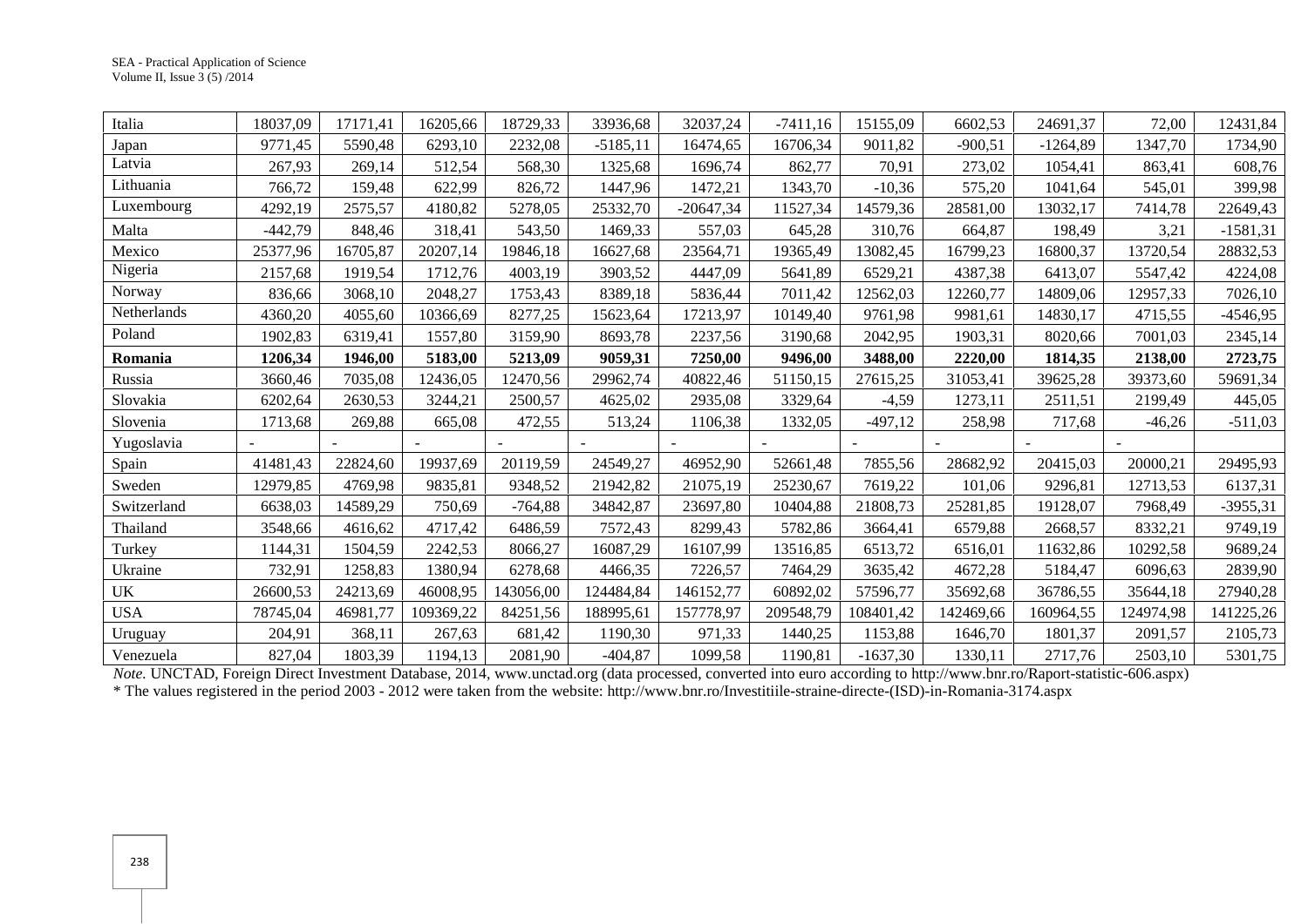| Italia | 18037,09 | 17171,41 | 16205,66 | 18729,33 | 33936,68 | 32037,24 | -7411,16 | 15155,09 | 6602,53 | 24691,37 | 72,00 | 12431,84 |
|---|---|---|---|---|---|---|---|---|---|---|---|---|
| Japan | 9771,45 | 5590,48 | 6293,10 | 2232,08 | -5185,11 | 16474,65 | 16706,34 | 9011,82 | -900,51 | -1264,89 | 1347,70 | 1734,90 |
| Latvia | 267,93 | 269,14 | 512,54 | 568,30 | 1325,68 | 1696,74 | 862,77 | 70,91 | 273,02 | 1054,41 | 863,41 | 608,76 |
| Lithuania | 766,72 | 159,48 | 622,99 | 826,72 | 1447,96 | 1472,21 | 1343,70 | -10,36 | 575,20 | 1041,64 | 545,01 | 399,98 |
| Luxembourg | 4292,19 | 2575,57 | 4180,82 | 5278,05 | 25332,70 | -20647,34 | 11527,34 | 14579,36 | 28581,00 | 13032,17 | 7414,78 | 22649,43 |
| Malta | -442,79 | 848,46 | 318,41 | 543,50 | 1469,33 | 557,03 | 645,28 | 310,76 | 664,87 | 198,49 | 3,21 | -1581,31 |
| Mexico | 25377,96 | 16705,87 | 20207,14 | 19846,18 | 16627,68 | 23564,71 | 19365,49 | 13082,45 | 16799,23 | 16800,37 | 13720,54 | 28832,53 |
| Nigeria | 2157,68 | 1919,54 | 1712,76 | 4003,19 | 3903,52 | 4447,09 | 5641,89 | 6529,21 | 4387,38 | 6413,07 | 5547,42 | 4224,08 |
| Norway | 836,66 | 3068,10 | 2048,27 | 1753,43 | 8389,18 | 5836,44 | 7011,42 | 12562,03 | 12260,77 | 14809,06 | 12957,33 | 7026,10 |
| Netherlands | 4360,20 | 4055,60 | 10366,69 | 8277,25 | 15623,64 | 17213,97 | 10149,40 | 9761,98 | 9981,61 | 14830,17 | 4715,55 | -4546,95 |
| Poland | 1902,83 | 6319,41 | 1557,80 | 3159,90 | 8693,78 | 2237,56 | 3190,68 | 2042,95 | 1903,31 | 8020,66 | 7001,03 | 2345,14 |
| **Romania** | **1206,34** | **1946,00** | **5183,00** | **5213,09** | **9059,31** | **7250,00** | **9496,00** | **3488,00** | **2220,00** | **1814,35** | **2138,00** | **2723,75** |
| Russia | 3660,46 | 7035,08 | 12436,05 | 12470,56 | 29962,74 | 40822,46 | 51150,15 | 27615,25 | 31053,41 | 39625,28 | 39373,60 | 59691,34 |
| Slovakia | 6202,64 | 2630,53 | 3244,21 | 2500,57 | 4625,02 | 2935,08 | 3329,64 | -4,59 | 1273,11 | 2511,51 | 2199,49 | 445,05 |
| Slovenia | 1713,68 | 269,88 | 665,08 | 472,55 | 513,24 | 1106,38 | 1332,05 | -497,12 | 258,98 | 717,68 | -46,26 | -511,03 |
| Yugoslavia | - | - | - | - | - | - | - | - | - | - | - | |
| Spain | 41481,43 | 22824,60 | 19937,69 | 20119,59 | 24549,27 | 46952,90 | 52661,48 | 7855,56 | 28682,92 | 20415,03 | 20000,21 | 29495,93 |
| Sweden | 12979,85 | 4769,98 | 9835,81 | 9348,52 | 21942,82 | 21075,19 | 25230,67 | 7619,22 | 101,06 | 9296,81 | 12713,53 | 6137,31 |
| Switzerland | 6638,03 | 14589,29 | 750,69 | -764,88 | 34842,87 | 23697,80 | 10404,88 | 21808,73 | 25281,85 | 19128,07 | 7968,49 | -3955,31 |
| Thailand | 3548,66 | 4616,62 | 4717,42 | 6486,59 | 7572,43 | 8299,43 | 5782,86 | 3664,41 | 6579,88 | 2668,57 | 8332,21 | 9749,19 |
| Turkey | 1144,31 | 1504,59 | 2242,53 | 8066,27 | 16087,29 | 16107,99 | 13516,85 | 6513,72 | 6516,01 | 11632,86 | 10292,58 | 9689,24 |
| Ukraine | 732,91 | 1258,83 | 1380,94 | 6278,68 | 4466,35 | 7226,57 | 7464,29 | 3635,42 | 4672,28 | 5184,47 | 6096,63 | 2839,90 |
| UK | 26600,53 | 24213,69 | 46008,95 | 143056,00 | 124484,84 | 146152,77 | 60892,02 | 57596,77 | 35692,68 | 36786,55 | 35644,18 | 27940,28 |
| USA | 78745,04 | 46981,77 | 109369,22 | 84251,56 | 188995,61 | 157778,97 | 209548,79 | 108401,42 | 142469,66 | 160964,55 | 124974,98 | 141225,26 |
| Uruguay | 204,91 | 368,11 | 267,63 | 681,42 | 1190,30 | 971,33 | 1440,25 | 1153,88 | 1646,70 | 1801,37 | 2091,57 | 2105,73 |
| Venezuela | 827,04 | 1803,39 | 1194,13 | 2081,90 | -404,87 | 1099,58 | 1190,81 | -1637,30 | 1330,11 | 2717,76 | 2503,10 | 5301,75 |

*Note.* UNCTAD, Foreign Direct Investment Database, 2014, www.unctad.org (data processed, converted into euro according to http://www.bnr.ro/Raport-statistic-606.aspx)

* The values registered in the period 2003 - 2012 were taken from the website: http://www.bnr.ro/Investitiile-straine-directe-(ISD)-in-Romania-3174.aspx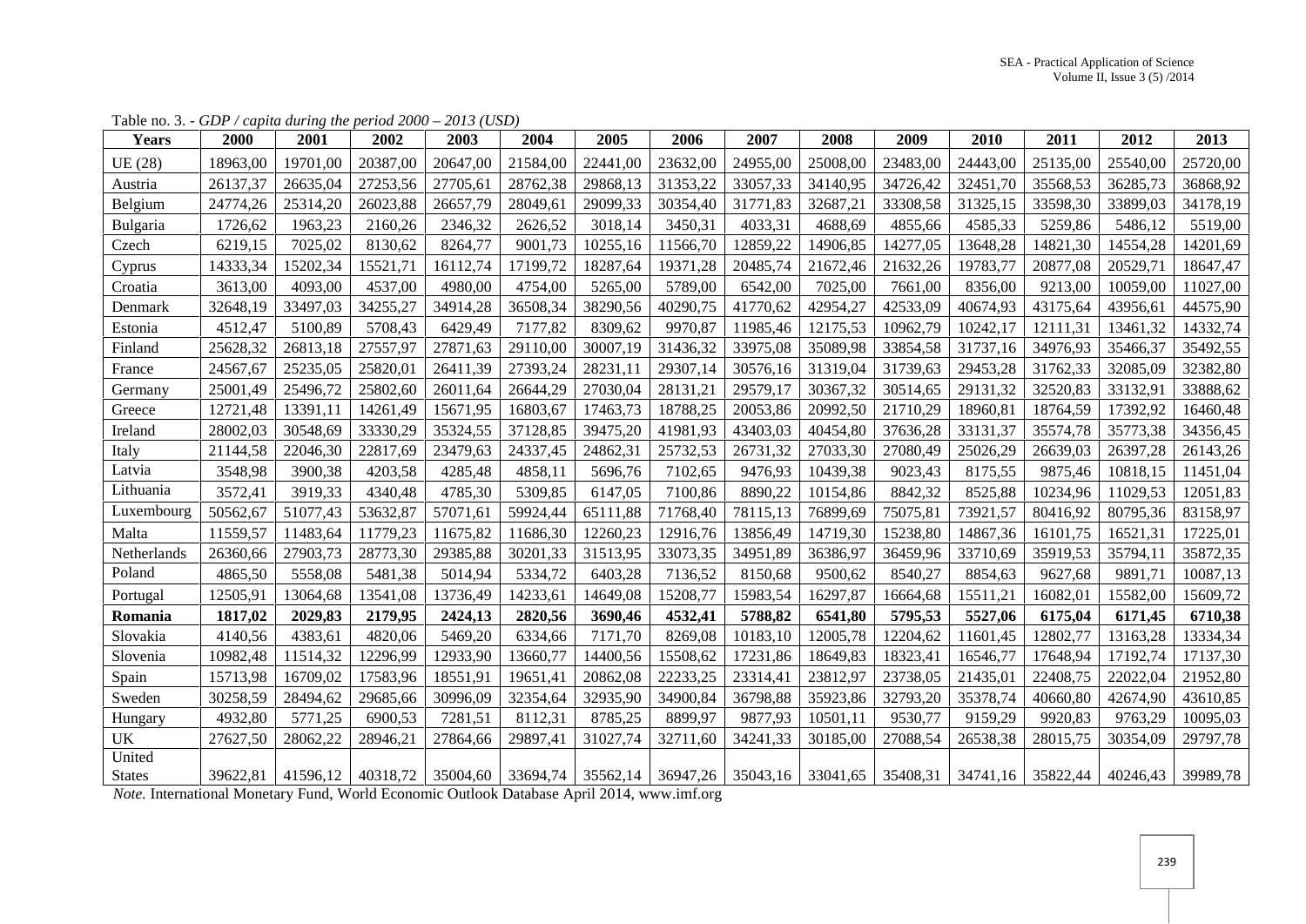Table no. 3. - *GDP / capita during the period 2000 – 2013 (USD)*

| Years | 2000 | 2001 | 2002 | 2003 | 2004 | 2005 | 2006 | 2007 | 2008 | 2009 | 2010 | 2011 | 2012 | 2013 |
|---|---|---|---|---|---|---|---|---|---|---|---|---|---|---|
| UE (28) | 18963,00 | 19701,00 | 20387,00 | 20647,00 | 21584,00 | 22441,00 | 23632,00 | 24955,00 | 25008,00 | 23483,00 | 24443,00 | 25135,00 | 25540,00 | 25720,00 |
| Austria | 26137,37 | 26635,04 | 27253,56 | 27705,61 | 28762,38 | 29868,13 | 31353,22 | 33057,33 | 34140,95 | 34726,42 | 32451,70 | 35568,53 | 36285,73 | 36868,92 |
| Belgium | 24774,26 | 25314,20 | 26023,88 | 26657,79 | 28049,61 | 29099,33 | 30354,40 | 31771,83 | 32687,21 | 33308,58 | 31325,15 | 33598,30 | 33899,03 | 34178,19 |
| Bulgaria | 1726,62 | 1963,23 | 2160,26 | 2346,32 | 2626,52 | 3018,14 | 3450,31 | 4033,31 | 4688,69 | 4855,66 | 4585,33 | 5259,86 | 5486,12 | 5519,00 |
| Czech | 6219,15 | 7025,02 | 8130,62 | 8264,77 | 9001,73 | 10255,16 | 11566,70 | 12859,22 | 14906,85 | 14277,05 | 13648,28 | 14821,30 | 14554,28 | 14201,69 |
| Cyprus | 14333,34 | 15202,34 | 15521,71 | 16112,74 | 17199,72 | 18287,64 | 19371,28 | 20485,74 | 21672,46 | 21632,26 | 19783,77 | 20877,08 | 20529,71 | 18647,47 |
| Croatia | 3613,00 | 4093,00 | 4537,00 | 4980,00 | 4754,00 | 5265,00 | 5789,00 | 6542,00 | 7025,00 | 7661,00 | 8356,00 | 9213,00 | 10059,00 | 11027,00 |
| Denmark | 32648,19 | 33497,03 | 34255,27 | 34914,28 | 36508,34 | 38290,56 | 40290,75 | 41770,62 | 42954,27 | 42533,09 | 40674,93 | 43175,64 | 43956,61 | 44575,90 |
| Estonia | 4512,47 | 5100,89 | 5708,43 | 6429,49 | 7177,82 | 8309,62 | 9970,87 | 11985,46 | 12175,53 | 10962,79 | 10242,17 | 12111,31 | 13461,32 | 14332,74 |
| Finland | 25628,32 | 26813,18 | 27557,97 | 27871,63 | 29110,00 | 30007,19 | 31436,32 | 33975,08 | 35089,98 | 33854,58 | 31737,16 | 34976,93 | 35466,37 | 35492,55 |
| France | 24567,67 | 25235,05 | 25820,01 | 26411,39 | 27393,24 | 28231,11 | 29307,14 | 30576,16 | 31319,04 | 31739,63 | 29453,28 | 31762,33 | 32085,09 | 32382,80 |
| Germany | 25001,49 | 25496,72 | 25802,60 | 26011,64 | 26644,29 | 27030,04 | 28131,21 | 29579,17 | 30367,32 | 30514,65 | 29131,32 | 32520,83 | 33132,91 | 33888,62 |
| Greece | 12721,48 | 13391,11 | 14261,49 | 15671,95 | 16803,67 | 17463,73 | 18788,25 | 20053,86 | 20992,50 | 21710,29 | 18960,81 | 18764,59 | 17392,92 | 16460,48 |
| Ireland | 28002,03 | 30548,69 | 33330,29 | 35324,55 | 37128,85 | 39475,20 | 41981,93 | 43403,03 | 40454,80 | 37636,28 | 33131,37 | 35574,78 | 35773,38 | 34356,45 |
| Italy | 21144,58 | 22046,30 | 22817,69 | 23479,63 | 24337,45 | 24862,31 | 25732,53 | 26731,32 | 27033,30 | 27080,49 | 25026,29 | 26639,03 | 26397,28 | 26143,26 |
| Latvia | 3548,98 | 3900,38 | 4203,58 | 4285,48 | 4858,11 | 5696,76 | 7102,65 | 9476,93 | 10439,38 | 9023,43 | 8175,55 | 9875,46 | 10818,15 | 11451,04 |
| Lithuania | 3572,41 | 3919,33 | 4340,48 | 4785,30 | 5309,85 | 6147,05 | 7100,86 | 8890,22 | 10154,86 | 8842,32 | 8525,88 | 10234,96 | 11029,53 | 12051,83 |
| Luxembourg | 50562,67 | 51077,43 | 53632,87 | 57071,61 | 59924,44 | 65111,88 | 71768,40 | 78115,13 | 76899,69 | 75075,81 | 73921,57 | 80416,92 | 80795,36 | 83158,97 |
| Malta | 11559,57 | 11483,64 | 11779,23 | 11675,82 | 11686,30 | 12260,23 | 12916,76 | 13856,49 | 14719,30 | 15238,80 | 14867,36 | 16101,75 | 16521,31 | 17225,01 |
| Netherlands | 26360,66 | 27903,73 | 28773,30 | 29385,88 | 30201,33 | 31513,95 | 33073,35 | 34951,89 | 36386,97 | 36459,96 | 33710,69 | 35919,53 | 35794,11 | 35872,35 |
| Poland | 4865,50 | 5558,08 | 5481,38 | 5014,94 | 5334,72 | 6403,28 | 7136,52 | 8150,68 | 9500,62 | 8540,27 | 8854,63 | 9627,68 | 9891,71 | 10087,13 |
| Portugal | 12505,91 | 13064,68 | 13541,08 | 13736,49 | 14233,61 | 14649,08 | 15208,77 | 15983,54 | 16297,87 | 16664,68 | 15511,21 | 16082,01 | 15582,00 | 15609,72 |
| **Romania** | **1817,02** | **2029,83** | **2179,95** | **2424,13** | **2820,56** | **3690,46** | **4532,41** | **5788,82** | **6541,80** | **5795,53** | **5527,06** | **6175,04** | **6171,45** | **6710,38** |
| Slovakia | 4140,56 | 4383,61 | 4820,06 | 5469,20 | 6334,66 | 7171,70 | 8269,08 | 10183,10 | 12005,78 | 12204,62 | 11601,45 | 12802,77 | 13163,28 | 13334,34 |
| Slovenia | 10982,48 | 11514,32 | 12296,99 | 12933,90 | 13660,77 | 14400,56 | 15508,62 | 17231,86 | 18649,83 | 18323,41 | 16546,77 | 17648,94 | 17192,74 | 17137,30 |
| Spain | 15713,98 | 16709,02 | 17583,96 | 18551,91 | 19651,41 | 20862,08 | 22233,25 | 23314,41 | 23812,97 | 23738,05 | 21435,01 | 22408,75 | 22022,04 | 21952,80 |
| Sweden | 30258,59 | 28494,62 | 29685,66 | 30996,09 | 32354,64 | 32935,90 | 34900,84 | 36798,88 | 35923,86 | 32793,20 | 35378,74 | 40660,80 | 42674,90 | 43610,85 |
| Hungary | 4932,80 | 5771,25 | 6900,53 | 7281,51 | 8112,31 | 8785,25 | 8899,97 | 9877,93 | 10501,11 | 9530,77 | 9159,29 | 9920,83 | 9763,29 | 10095,03 |
| UK | 27627,50 | 28062,22 | 28946,21 | 27864,66 | 29897,41 | 31027,74 | 32711,60 | 34241,33 | 30185,00 | 27088,54 | 26538,38 | 28015,75 | 30354,09 | 29797,78 |
| United States | 39622,81 | 41596,12 | 40318,72 | 35004,60 | 33694,74 | 35562,14 | 36947,26 | 35043,16 | 33041,65 | 35408,31 | 34741,16 | 35822,44 | 40246,43 | 39989,78 |

*Note.* International Monetary Fund, World Economic Outlook Database April 2014, www.imf.org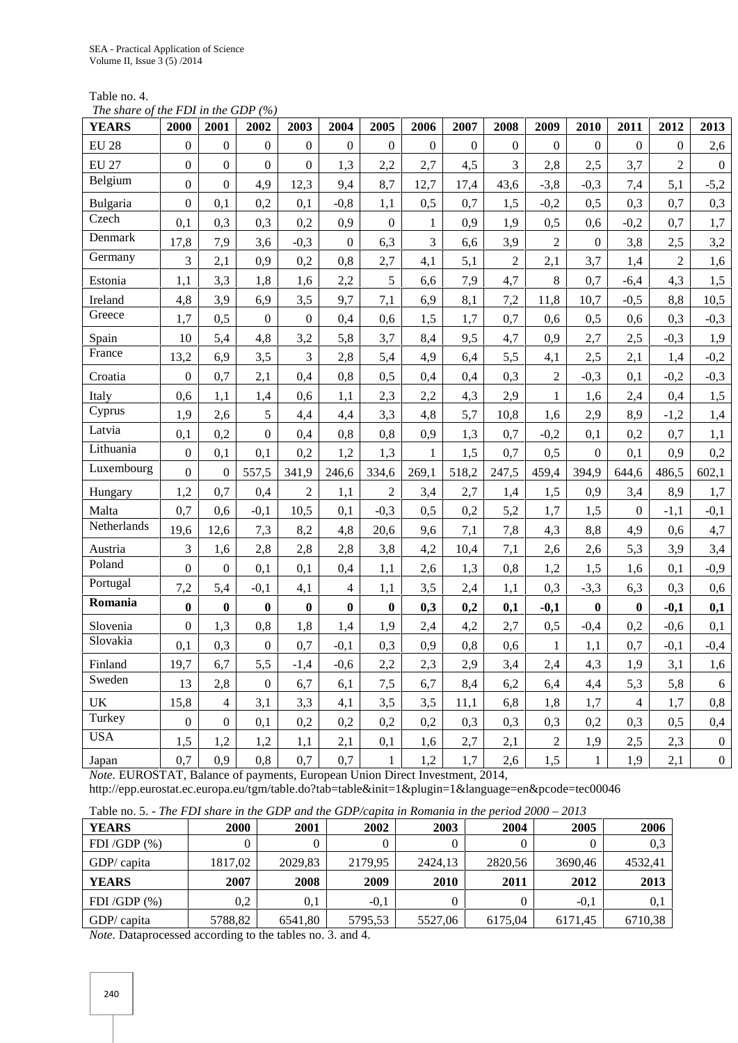Table no. 4.

*The share of the FDI in the GDP (%)*

| YEARS | 2000 | 2001 | 2002 | 2003 | 2004 | 2005 | 2006 | 2007 | 2008 | 2009 | 2010 | 2011 | 2012 | 2013 |
|---|---|---|---|---|---|---|---|---|---|---|---|---|---|---|
| EU 28 | 0 | 0 | 0 | 0 | 0 | 0 | 0 | 0 | 0 | 0 | 0 | 0 | 0 | 2,6 |
| EU 27 | 0 | 0 | 0 | 0 | 1,3 | 2,2 | 2,7 | 4,5 | 3 | 2,8 | 2,5 | 3,7 | 2 | 0 |
| Belgium | 0 | 0 | 4,9 | 12,3 | 9,4 | 8,7 | 12,7 | 17,4 | 43,6 | -3,8 | -0,3 | 7,4 | 5,1 | -5,2 |
| Bulgaria | 0 | 0,1 | 0,2 | 0,1 | -0,8 | 1,1 | 0,5 | 0,7 | 1,5 | -0,2 | 0,5 | 0,3 | 0,7 | 0,3 |
| Czech | 0,1 | 0,3 | 0,3 | 0,2 | 0,9 | 0 | 1 | 0,9 | 1,9 | 0,5 | 0,6 | -0,2 | 0,7 | 1,7 |
| Denmark | 17,8 | 7,9 | 3,6 | -0,3 | 0 | 6,3 | 3 | 6,6 | 3,9 | 2 | 0 | 3,8 | 2,5 | 3,2 |
| Germany | 3 | 2,1 | 0,9 | 0,2 | 0,8 | 2,7 | 4,1 | 5,1 | 2 | 2,1 | 3,7 | 1,4 | 2 | 1,6 |
| Estonia | 1,1 | 3,3 | 1,8 | 1,6 | 2,2 | 5 | 6,6 | 7,9 | 4,7 | 8 | 0,7 | -6,4 | 4,3 | 1,5 |
| Ireland | 4,8 | 3,9 | 6,9 | 3,5 | 9,7 | 7,1 | 6,9 | 8,1 | 7,2 | 11,8 | 10,7 | -0,5 | 8,8 | 10,5 |
| Greece | 1,7 | 0,5 | 0 | 0 | 0,4 | 0,6 | 1,5 | 1,7 | 0,7 | 0,6 | 0,5 | 0,6 | 0,3 | -0,3 |
| Spain | 10 | 5,4 | 4,8 | 3,2 | 5,8 | 3,7 | 8,4 | 9,5 | 4,7 | 0,9 | 2,7 | 2,5 | -0,3 | 1,9 |
| France | 13,2 | 6,9 | 3,5 | 3 | 2,8 | 5,4 | 4,9 | 6,4 | 5,5 | 4,1 | 2,5 | 2,1 | 1,4 | -0,2 |
| Croatia | 0 | 0,7 | 2,1 | 0,4 | 0,8 | 0,5 | 0,4 | 0,4 | 0,3 | 2 | -0,3 | 0,1 | -0,2 | -0,3 |
| Italy | 0,6 | 1,1 | 1,4 | 0,6 | 1,1 | 2,3 | 2,2 | 4,3 | 2,9 | 1 | 1,6 | 2,4 | 0,4 | 1,5 |
| Cyprus | 1,9 | 2,6 | 5 | 4,4 | 4,4 | 3,3 | 4,8 | 5,7 | 10,8 | 1,6 | 2,9 | 8,9 | -1,2 | 1,4 |
| Latvia | 0,1 | 0,2 | 0 | 0,4 | 0,8 | 0,8 | 0,9 | 1,3 | 0,7 | -0,2 | 0,1 | 0,2 | 0,7 | 1,1 |
| Lithuania | 0 | 0,1 | 0,1 | 0,2 | 1,2 | 1,3 | 1 | 1,5 | 0,7 | 0,5 | 0 | 0,1 | 0,9 | 0,2 |
| Luxembourg | 0 | 0 | 557,5 | 341,9 | 246,6 | 334,6 | 269,1 | 518,2 | 247,5 | 459,4 | 394,9 | 644,6 | 486,5 | 602,1 |
| Hungary | 1,2 | 0,7 | 0,4 | 2 | 1,1 | 2 | 3,4 | 2,7 | 1,4 | 1,5 | 0,9 | 3,4 | 8,9 | 1,7 |
| Malta | 0,7 | 0,6 | -0,1 | 10,5 | 0,1 | -0,3 | 0,5 | 0,2 | 5,2 | 1,7 | 1,5 | 0 | -1,1 | -0,1 |
| Netherlands | 19,6 | 12,6 | 7,3 | 8,2 | 4,8 | 20,6 | 9,6 | 7,1 | 7,8 | 4,3 | 8,8 | 4,9 | 0,6 | 4,7 |
| Austria | 3 | 1,6 | 2,8 | 2,8 | 2,8 | 3,8 | 4,2 | 10,4 | 7,1 | 2,6 | 2,6 | 5,3 | 3,9 | 3,4 |
| Poland | 0 | 0 | 0,1 | 0,1 | 0,4 | 1,1 | 2,6 | 1,3 | 0,8 | 1,2 | 1,5 | 1,6 | 0,1 | -0,9 |
| Portugal | 7,2 | 5,4 | -0,1 | 4,1 | 4 | 1,1 | 3,5 | 2,4 | 1,1 | 0,3 | -3,3 | 6,3 | 0,3 | 0,6 |
| **Romania** | **0** | **0** | **0** | **0** | **0** | **0** | **0,3** | **0,2** | **0,1** | **-0,1** | **0** | **0** | **-0,1** | **0,1** |
| Slovenia | 0 | 1,3 | 0,8 | 1,8 | 1,4 | 1,9 | 2,4 | 4,2 | 2,7 | 0,5 | -0,4 | 0,2 | -0,6 | 0,1 |
| Slovakia | 0,1 | 0,3 | 0 | 0,7 | -0,1 | 0,3 | 0,9 | 0,8 | 0,6 | 1 | 1,1 | 0,7 | -0,1 | -0,4 |
| Finland | 19,7 | 6,7 | 5,5 | -1,4 | -0,6 | 2,2 | 2,3 | 2,9 | 3,4 | 2,4 | 4,3 | 1,9 | 3,1 | 1,6 |
| Sweden | 13 | 2,8 | 0 | 6,7 | 6,1 | 7,5 | 6,7 | 8,4 | 6,2 | 6,4 | 4,4 | 5,3 | 5,8 | 6 |
| UK | 15,8 | 4 | 3,1 | 3,3 | 4,1 | 3,5 | 3,5 | 11,1 | 6,8 | 1,8 | 1,7 | 4 | 1,7 | 0,8 |
| Turkey | 0 | 0 | 0,1 | 0,2 | 0,2 | 0,2 | 0,2 | 0,3 | 0,3 | 0,3 | 0,2 | 0,3 | 0,5 | 0,4 |
| USA | 1,5 | 1,2 | 1,2 | 1,1 | 2,1 | 0,1 | 1,6 | 2,7 | 2,1 | 2 | 1,9 | 2,5 | 2,3 | 0 |
| Japan | 0,7 | 0,9 | 0,8 | 0,7 | 0,7 | 1 | 1,2 | 1,7 | 2,6 | 1,5 | 1 | 1,9 | 2,1 | 0 |

*Note.* EUROSTAT, Balance of payments, European Union Direct Investment, 2014, http://epp.eurostat.ec.europa.eu/tgm/table.do?tab=table&init=1&plugin=1&language=en&pcode=tec00046

Table no. 5. - *The FDI share in the GDP and the GDP/capita in Romania in the period 2000 – 2013*

| YEARS | 2000 | 2001 | 2002 | 2003 | 2004 | 2005 | 2006 |
|---|---|---|---|---|---|---|---|
| FDI /GDP (%) | 0 | 0 | 0 | 0 | 0 | 0 | 0,3 |
| GDP/ capita | 1817,02 | 2029,83 | 2179,95 | 2424,13 | 2820,56 | 3690,46 | 4532,41 |
| **YEARS** | **2007** | **2008** | **2009** | **2010** | **2011** | **2012** | **2013** |
| FDI /GDP (%) | 0,2 | 0,1 | -0,1 | 0 | 0 | -0,1 | 0,1 |
| GDP/ capita | 5788,82 | 6541,80 | 5795,53 | 5527,06 | 6175,04 | 6171,45 | 6710,38 |

*Note.* Dataprocessed according to the tables no. 3. and 4.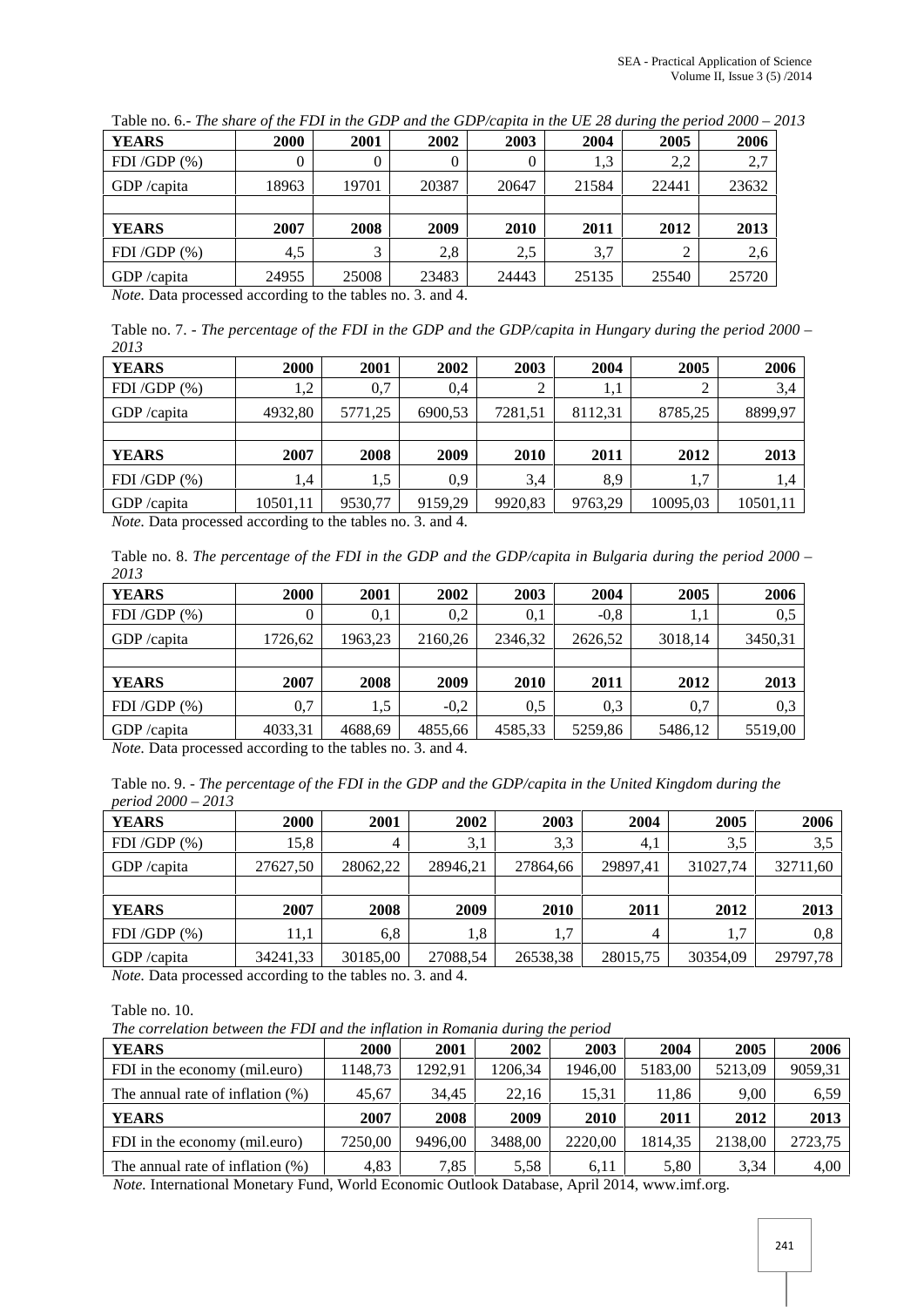Table no. 6.- *The share of the FDI in the GDP and the GDP/capita in the UE 28 during the period 2000 – 2013*

| YEARS | 2000 | 2001 | 2002 | 2003 | 2004 | 2005 | 2006 |
|---|---|---|---|---|---|---|---|
| FDI /GDP (%) | 0 | 0 | 0 | 0 | 1,3 | 2,2 | 2,7 |
| GDP /capita | 18963 | 19701 | 20387 | 20647 | 21584 | 22441 | 23632 |
| | | | | | | | |
| **YEARS** | **2007** | **2008** | **2009** | **2010** | **2011** | **2012** | **2013** |
| FDI /GDP (%) | 4,5 | 3 | 2,8 | 2,5 | 3,7 | 2 | 2,6 |
| GDP /capita | 24955 | 25008 | 23483 | 24443 | 25135 | 25540 | 25720 |

*Note.* Data processed according to the tables no. 3. and 4.

Table no. 7. - *The percentage of the FDI in the GDP and the GDP/capita in Hungary during the period 2000 – 2013*

| YEARS | 2000 | 2001 | 2002 | 2003 | 2004 | 2005 | 2006 |
|---|---|---|---|---|---|---|---|
| FDI /GDP (%) | 1,2 | 0,7 | 0,4 | 2 | 1,1 | 2 | 3,4 |
| GDP /capita | 4932,80 | 5771,25 | 6900,53 | 7281,51 | 8112,31 | 8785,25 | 8899,97 |
| | | | | | | | |
| **YEARS** | **2007** | **2008** | **2009** | **2010** | **2011** | **2012** | **2013** |
| FDI /GDP (%) | 1,4 | 1,5 | 0,9 | 3,4 | 8,9 | 1,7 | 1,4 |
| GDP /capita | 10501,11 | 9530,77 | 9159,29 | 9920,83 | 9763,29 | 10095,03 | 10501,11 |

*Note.* Data processed according to the tables no. 3. and 4.

Table no. 8. *The percentage of the FDI in the GDP and the GDP/capita in Bulgaria during the period 2000 – 2013*

| YEARS | 2000 | 2001 | 2002 | 2003 | 2004 | 2005 | 2006 |
|---|---|---|---|---|---|---|---|
| FDI /GDP (%) | 0 | 0,1 | 0,2 | 0,1 | -0,8 | 1,1 | 0,5 |
| GDP /capita | 1726,62 | 1963,23 | 2160,26 | 2346,32 | 2626,52 | 3018,14 | 3450,31 |
| | | | | | | | |
| **YEARS** | **2007** | **2008** | **2009** | **2010** | **2011** | **2012** | **2013** |
| FDI /GDP (%) | 0,7 | 1,5 | -0,2 | 0,5 | 0,3 | 0,7 | 0,3 |
| GDP /capita | 4033,31 | 4688,69 | 4855,66 | 4585,33 | 5259,86 | 5486,12 | 5519,00 |

*Note.* Data processed according to the tables no. 3. and 4.

Table no. 9. - *The percentage of the FDI in the GDP and the GDP/capita in the United Kingdom during the period 2000 – 2013*

| YEARS | 2000 | 2001 | 2002 | 2003 | 2004 | 2005 | 2006 |
|---|---|---|---|---|---|---|---|
| FDI /GDP (%) | 15,8 | 4 | 3,1 | 3,3 | 4,1 | 3,5 | 3,5 |
| GDP /capita | 27627,50 | 28062,22 | 28946,21 | 27864,66 | 29897,41 | 31027,74 | 32711,60 |
| | | | | | | | |
| **YEARS** | **2007** | **2008** | **2009** | **2010** | **2011** | **2012** | **2013** |
| FDI /GDP (%) | 11,1 | 6,8 | 1,8 | 1,7 | 4 | 1,7 | 0,8 |
| GDP /capita | 34241,33 | 30185,00 | 27088,54 | 26538,38 | 28015,75 | 30354,09 | 29797,78 |

*Note.* Data processed according to the tables no. 3. and 4.

Table no. 10.

*The correlation between the FDI and the inflation in Romania during the period*

| YEARS | 2000 | 2001 | 2002 | 2003 | 2004 | 2005 | 2006 |
|---|---|---|---|---|---|---|---|
| FDI in the economy (mil.euro) | 1148,73 | 1292,91 | 1206,34 | 1946,00 | 5183,00 | 5213,09 | 9059,31 |
| The annual rate of inflation (%) | 45,67 | 34,45 | 22,16 | 15,31 | 11,86 | 9,00 | 6,59 |
| **YEARS** | **2007** | **2008** | **2009** | **2010** | **2011** | **2012** | **2013** |
| FDI in the economy (mil.euro) | 7250,00 | 9496,00 | 3488,00 | 2220,00 | 1814,35 | 2138,00 | 2723,75 |
| The annual rate of inflation (%) | 4,83 | 7,85 | 5,58 | 6,11 | 5,80 | 3,34 | 4,00 |

*Note.* International Monetary Fund, World Economic Outlook Database, April 2014, www.imf.org.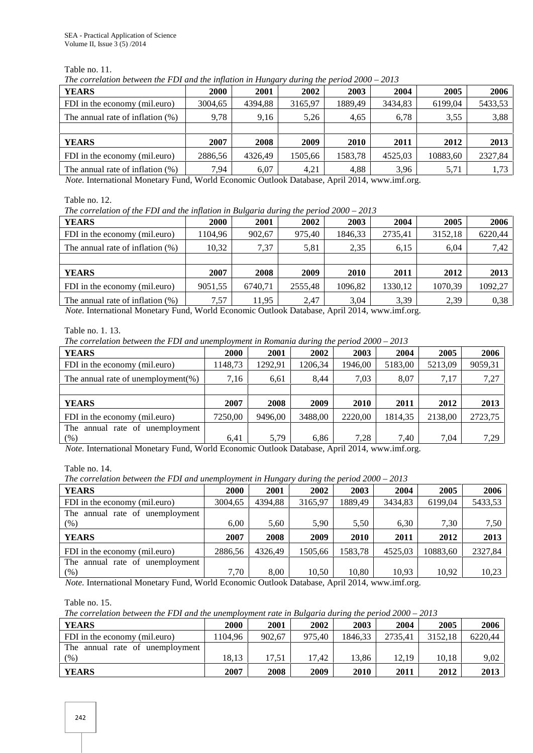Table no. 11.

*The correlation between the FDI and the inflation in Hungary during the period 2000 – 2013*

| **YEARS** | **2000** | **2001** | **2002** | **2003** | **2004** | **2005** | **2006** |
|---|---|---|---|---|---|---|---|
| FDI in the economy (mil.euro) | 3004,65 | 4394,88 | 3165,97 | 1889,49 | 3434,83 | 6199,04 | 5433,53 |
| The annual rate of inflation (%) | 9,78 | 9,16 | 5,26 | 4,65 | 6,78 | 3,55 | 3,88 |
| | | | | | | | |
| **YEARS** | **2007** | **2008** | **2009** | **2010** | **2011** | **2012** | **2013** |
| FDI in the economy (mil.euro) | 2886,56 | 4326,49 | 1505,66 | 1583,78 | 4525,03 | 10883,60 | 2327,84 |
| The annual rate of inflation (%) | 7,94 | 6,07 | 4,21 | 4,88 | 3,96 | 5,71 | 1,73 |

*Note.* International Monetary Fund, World Economic Outlook Database, April 2014, www.imf.org.

Table no. 12.

*The correlation of the FDI and the inflation in Bulgaria during the period 2000 – 2013*

| **YEARS** | **2000** | **2001** | **2002** | **2003** | **2004** | **2005** | **2006** |
|---|---|---|---|---|---|---|---|
| FDI in the economy (mil.euro) | 1104,96 | 902,67 | 975,40 | 1846,33 | 2735,41 | 3152,18 | 6220,44 |
| The annual rate of inflation (%) | 10,32 | 7,37 | 5,81 | 2,35 | 6,15 | 6,04 | 7,42 |
| | | | | | | | |
| **YEARS** | **2007** | **2008** | **2009** | **2010** | **2011** | **2012** | **2013** |
| FDI in the economy (mil.euro) | 9051,55 | 6740,71 | 2555,48 | 1096,82 | 1330,12 | 1070,39 | 1092,27 |
| The annual rate of inflation (%) | 7,57 | 11,95 | 2,47 | 3,04 | 3,39 | 2,39 | 0,38 |

*Note.* International Monetary Fund, World Economic Outlook Database, April 2014, www.imf.org.

Table no. 1. 13.

*The correlation between the FDI and unemployment in Romania during the period 2000 – 2013*

| **YEARS** | **2000** | **2001** | **2002** | **2003** | **2004** | **2005** | **2006** |
|---|---|---|---|---|---|---|---|
| FDI in the economy (mil.euro) | 1148,73 | 1292,91 | 1206,34 | 1946,00 | 5183,00 | 5213,09 | 9059,31 |
| The annual rate of unemployment(%) | 7,16 | 6,61 | 8,44 | 7,03 | 8,07 | 7,17 | 7,27 |
| | | | | | | | |
| **YEARS** | **2007** | **2008** | **2009** | **2010** | **2011** | **2012** | **2013** |
| FDI in the economy (mil.euro) | 7250,00 | 9496,00 | 3488,00 | 2220,00 | 1814,35 | 2138,00 | 2723,75 |
| The annual rate of unemployment (%) | 6,41 | 5,79 | 6,86 | 7,28 | 7,40 | 7,04 | 7,29 |

*Note.* International Monetary Fund, World Economic Outlook Database, April 2014, www.imf.org.

Table no. 14.

*The correlation between the FDI and unemployment in Hungary during the period 2000 – 2013*

| **YEARS** | **2000** | **2001** | **2002** | **2003** | **2004** | **2005** | **2006** |
|---|---|---|---|---|---|---|---|
| FDI in the economy (mil.euro) | 3004,65 | 4394,88 | 3165,97 | 1889,49 | 3434,83 | 6199,04 | 5433,53 |
| The annual rate of unemployment (%) | 6,00 | 5,60 | 5,90 | 5,50 | 6,30 | 7,30 | 7,50 |
| **YEARS** | **2007** | **2008** | **2009** | **2010** | **2011** | **2012** | **2013** |
| FDI in the economy (mil.euro) | 2886,56 | 4326,49 | 1505,66 | 1583,78 | 4525,03 | 10883,60 | 2327,84 |
| The annual rate of unemployment (%) | 7,70 | 8,00 | 10,50 | 10,80 | 10,93 | 10,92 | 10,23 |

*Note.* International Monetary Fund, World Economic Outlook Database, April 2014, www.imf.org.

Table no. 15.

*The correlation between the FDI and the unemployment rate in Bulgaria during the period 2000 – 2013*

| **YEARS** | **2000** | **2001** | **2002** | **2003** | **2004** | **2005** | **2006** |
|---|---|---|---|---|---|---|---|
| FDI in the economy (mil.euro) | 1104,96 | 902,67 | 975,40 | 1846,33 | 2735,41 | 3152,18 | 6220,44 |
| The annual rate of unemployment (%) | 18,13 | 17,51 | 17,42 | 13,86 | 12,19 | 10,18 | 9,02 |
| **YEARS** | **2007** | **2008** | **2009** | **2010** | **2011** | **2012** | **2013** |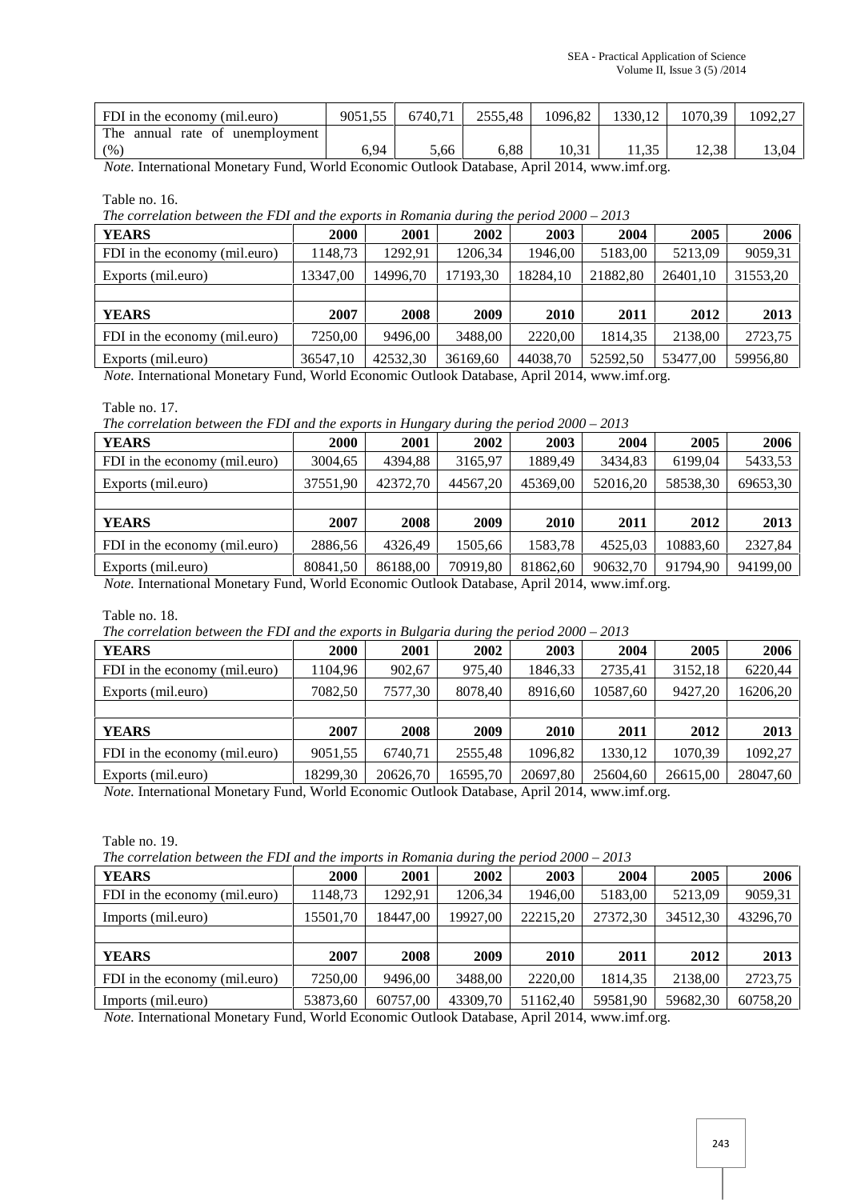| FDI in the economy (mil.euro) | 9051,55 | 6740,71 | 2555,48 | 1096,82 | 1330,12 | 1070,39 | 1092,27 |
|---|---|---|---|---|---|---|---|
| The annual rate of unemployment (%) | 6,94 | 5,66 | 6,88 | 10,31 | 11,35 | 12,38 | 13,04 |

*Note.* International Monetary Fund, World Economic Outlook Database, April 2014, www.imf.org.

Table no. 16.

*The correlation between the FDI and the exports in Romania during the period 2000 – 2013*

| **YEARS** | **2000** | **2001** | **2002** | **2003** | **2004** | **2005** | **2006** |
|---|---|---|---|---|---|---|---|
| FDI in the economy (mil.euro) | 1148,73 | 1292,91 | 1206,34 | 1946,00 | 5183,00 | 5213,09 | 9059,31 |
| Exports (mil.euro) | 13347,00 | 14996,70 | 17193,30 | 18284,10 | 21882,80 | 26401,10 | 31553,20 |
| | | | | | | | |
| **YEARS** | **2007** | **2008** | **2009** | **2010** | **2011** | **2012** | **2013** |
| FDI in the economy (mil.euro) | 7250,00 | 9496,00 | 3488,00 | 2220,00 | 1814,35 | 2138,00 | 2723,75 |
| Exports (mil.euro) | 36547,10 | 42532,30 | 36169,60 | 44038,70 | 52592,50 | 53477,00 | 59956,80 |

*Note.* International Monetary Fund, World Economic Outlook Database, April 2014, www.imf.org.

Table no. 17.

*The correlation between the FDI and the exports in Hungary during the period 2000 – 2013*

| **YEARS** | **2000** | **2001** | **2002** | **2003** | **2004** | **2005** | **2006** |
|---|---|---|---|---|---|---|---|
| FDI in the economy (mil.euro) | 3004,65 | 4394,88 | 3165,97 | 1889,49 | 3434,83 | 6199,04 | 5433,53 |
| Exports (mil.euro) | 37551,90 | 42372,70 | 44567,20 | 45369,00 | 52016,20 | 58538,30 | 69653,30 |
| | | | | | | | |
| **YEARS** | **2007** | **2008** | **2009** | **2010** | **2011** | **2012** | **2013** |
| FDI in the economy (mil.euro) | 2886,56 | 4326,49 | 1505,66 | 1583,78 | 4525,03 | 10883,60 | 2327,84 |
| Exports (mil.euro) | 80841,50 | 86188,00 | 70919,80 | 81862,60 | 90632,70 | 91794,90 | 94199,00 |

*Note.* International Monetary Fund, World Economic Outlook Database, April 2014, www.imf.org.

Table no. 18.

*The correlation between the FDI and the exports in Bulgaria during the period 2000 – 2013*

| **YEARS** | **2000** | **2001** | **2002** | **2003** | **2004** | **2005** | **2006** |
|---|---|---|---|---|---|---|---|
| FDI in the economy (mil.euro) | 1104,96 | 902,67 | 975,40 | 1846,33 | 2735,41 | 3152,18 | 6220,44 |
| Exports (mil.euro) | 7082,50 | 7577,30 | 8078,40 | 8916,60 | 10587,60 | 9427,20 | 16206,20 |
| | | | | | | | |
| **YEARS** | **2007** | **2008** | **2009** | **2010** | **2011** | **2012** | **2013** |
| FDI in the economy (mil.euro) | 9051,55 | 6740,71 | 2555,48 | 1096,82 | 1330,12 | 1070,39 | 1092,27 |
| Exports (mil.euro) | 18299,30 | 20626,70 | 16595,70 | 20697,80 | 25604,60 | 26615,00 | 28047,60 |

*Note.* International Monetary Fund, World Economic Outlook Database, April 2014, www.imf.org.

Table no. 19.

*The correlation between the FDI and the imports in Romania during the period 2000 – 2013*

| **YEARS** | **2000** | **2001** | **2002** | **2003** | **2004** | **2005** | **2006** |
|---|---|---|---|---|---|---|---|
| FDI in the economy (mil.euro) | 1148,73 | 1292,91 | 1206,34 | 1946,00 | 5183,00 | 5213,09 | 9059,31 |
| Imports (mil.euro) | 15501,70 | 18447,00 | 19927,00 | 22215,20 | 27372,30 | 34512,30 | 43296,70 |
| | | | | | | | |
| **YEARS** | **2007** | **2008** | **2009** | **2010** | **2011** | **2012** | **2013** |
| FDI in the economy (mil.euro) | 7250,00 | 9496,00 | 3488,00 | 2220,00 | 1814,35 | 2138,00 | 2723,75 |
| Imports (mil.euro) | 53873,60 | 60757,00 | 43309,70 | 51162,40 | 59581,90 | 59682,30 | 60758,20 |

*Note.* International Monetary Fund, World Economic Outlook Database, April 2014, www.imf.org.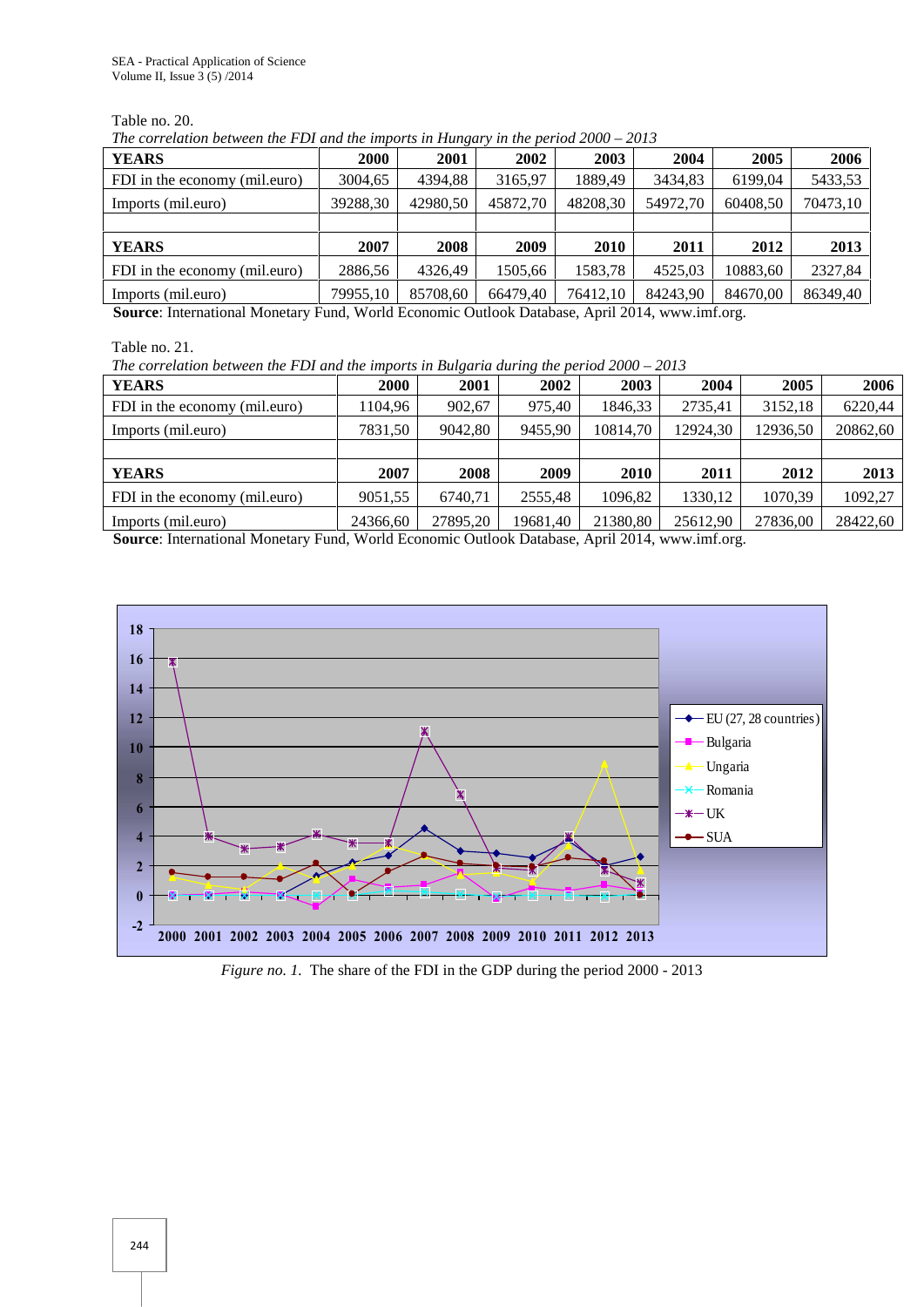Table no. 20.

*The correlation between the FDI and the imports in Hungary in the period 2000 – 2013*

| **YEARS** | **2000** | **2001** | **2002** | **2003** | **2004** | **2005** | **2006** |
|---|---|---|---|---|---|---|---|
| FDI in the economy (mil.euro) | 3004,65 | 4394,88 | 3165,97 | 1889,49 | 3434,83 | 6199,04 | 5433,53 |
| Imports (mil.euro) | 39288,30 | 42980,50 | 45872,70 | 48208,30 | 54972,70 | 60408,50 | 70473,10 |
| | | | | | | | |
| **YEARS** | **2007** | **2008** | **2009** | **2010** | **2011** | **2012** | **2013** |
| FDI in the economy (mil.euro) | 2886,56 | 4326,49 | 1505,66 | 1583,78 | 4525,03 | 10883,60 | 2327,84 |
| Imports (mil.euro) | 79955,10 | 85708,60 | 66479,40 | 76412,10 | 84243,90 | 84670,00 | 86349,40 |

**Source**: International Monetary Fund, World Economic Outlook Database, April 2014, www.imf.org.

Table no. 21.

*The correlation between the FDI and the imports in Bulgaria during the period 2000 – 2013*

| **YEARS** | **2000** | **2001** | **2002** | **2003** | **2004** | **2005** | **2006** |
|---|---|---|---|---|---|---|---|
| FDI in the economy (mil.euro) | 1104,96 | 902,67 | 975,40 | 1846,33 | 2735,41 | 3152,18 | 6220,44 |
| Imports (mil.euro) | 7831,50 | 9042,80 | 9455,90 | 10814,70 | 12924,30 | 12936,50 | 20862,60 |
| | | | | | | | |
| **YEARS** | **2007** | **2008** | **2009** | **2010** | **2011** | **2012** | **2013** |
| FDI in the economy (mil.euro) | 9051,55 | 6740,71 | 2555,48 | 1096,82 | 1330,12 | 1070,39 | 1092,27 |
| Imports (mil.euro) | 24366,60 | 27895,20 | 19681,40 | 21380,80 | 25612,90 | 27836,00 | 28422,60 |

**Source**: International Monetary Fund, World Economic Outlook Database, April 2014, www.imf.org.

*Figure no. 1.* The share of the FDI in the GDP during the period 2000 - 2013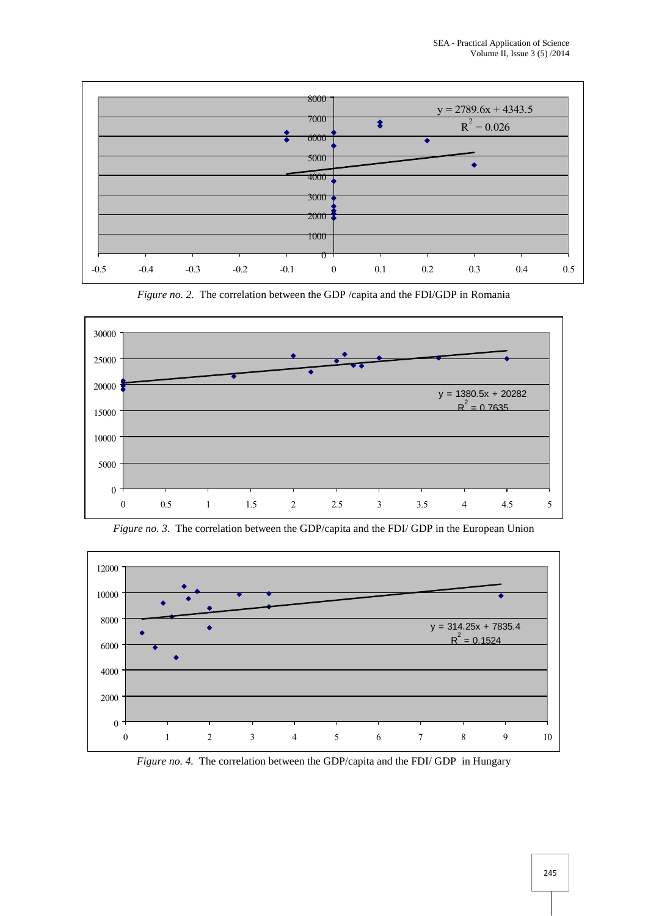$y = 2789.6x + 4343.5$
$R^2 = 0.026$

*Figure no. 2.* The correlation between the GDP /capita and the FDI/GDP in Romania

$y = 1380.5x + 20282$
$R^2 = 0.7635$

*Figure no. 3.* The correlation between the GDP/capita and the FDI/ GDP in the European Union

$y = 314.25x + 7835.4$
$R^2 = 0.1524$

*Figure no. 4.* The correlation between the GDP/capita and the FDI/ GDP in Hungary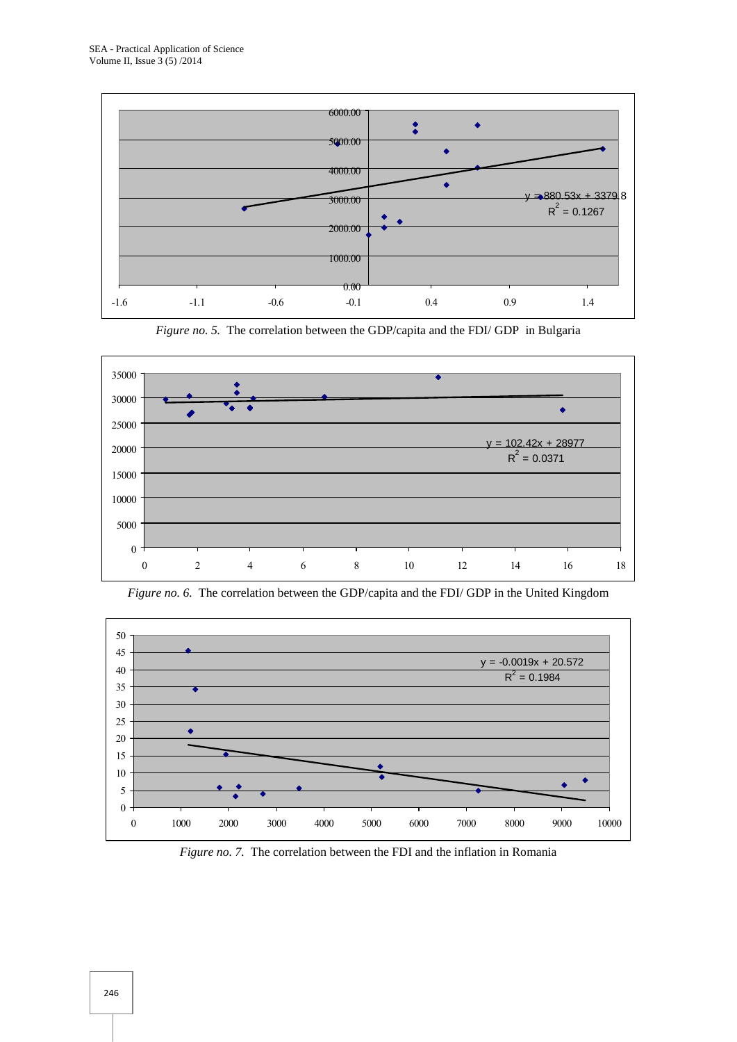*Figure no. 5.* The correlation between the GDP/capita and the FDI/ GDP in Bulgaria

*Figure no. 6.* The correlation between the GDP/capita and the FDI/ GDP in the United Kingdom

*Figure no. 7.* The correlation between the FDI and the inflation in Romania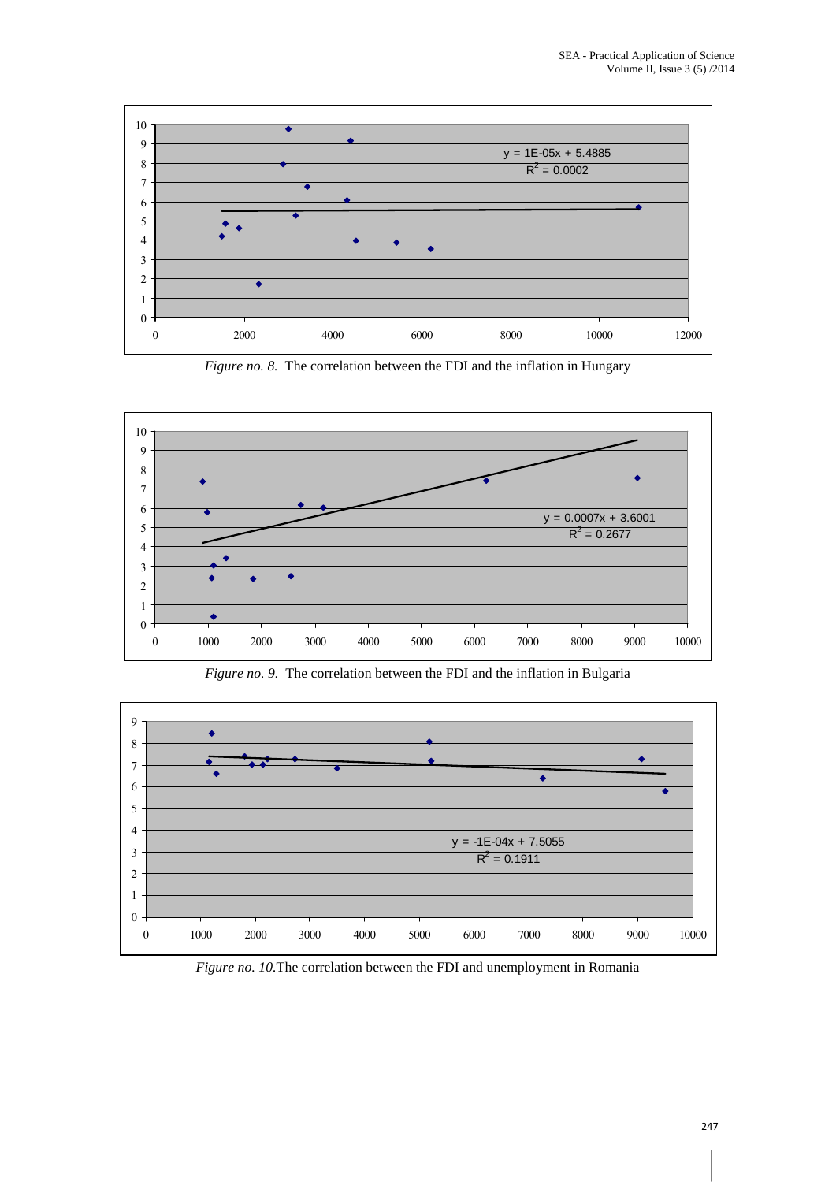y = 1E-05x + 5.4885
$R^2$ = 0.0002

*Figure no. 8.* The correlation between the FDI and the inflation in Hungary

y = 0.0007x + 3.6001
$R^2$ = 0.2677

*Figure no. 9.* The correlation between the FDI and the inflation in Bulgaria

y = -1E-04x + 7.5055
$R^2$ = 0.1911

*Figure no. 10.*The correlation between the FDI and unemployment in Romania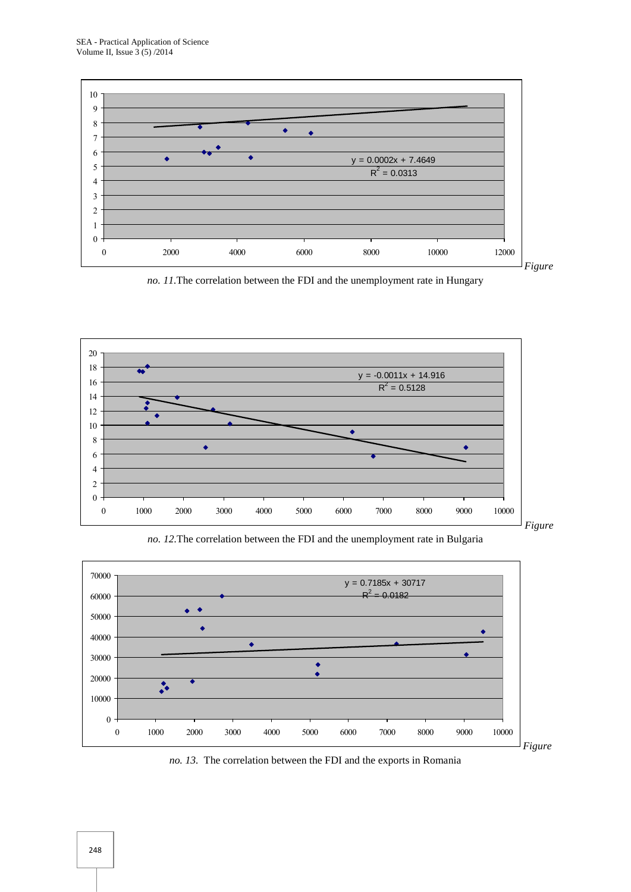$y = 0.0002x + 7.4649$
$R^2 = 0.0313$

*Figure no. 11.* The correlation between the FDI and the unemployment rate in Hungary

$y = -0.0011x + 14.916$
$R^2 = 0.5128$

*Figure no. 12.* The correlation between the FDI and the unemployment rate in Bulgaria

$y = 0.7185x + 30717$
$R^2 = 0.0182$

*Figure no. 13.* The correlation between the FDI and the exports in Romania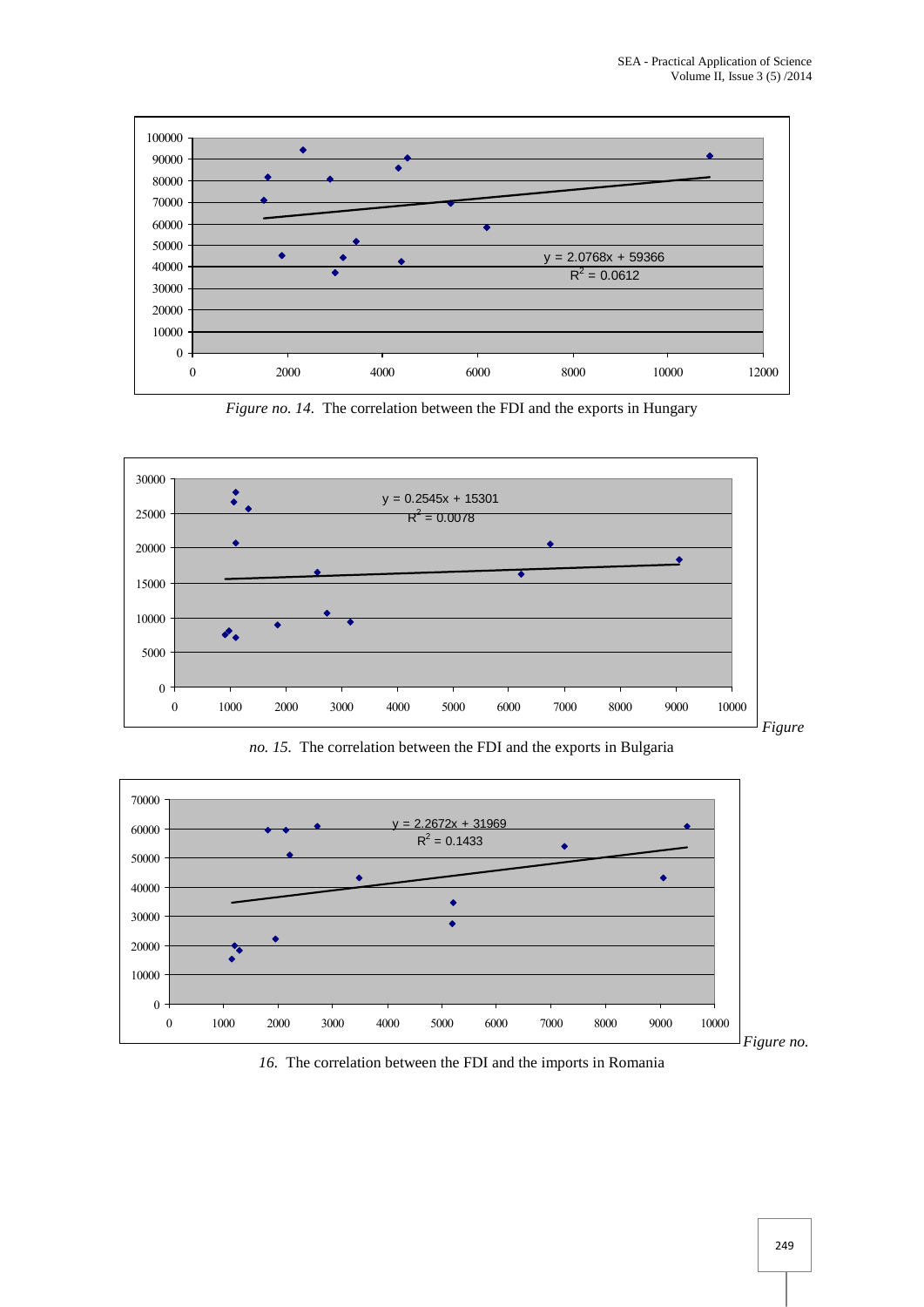*Figure no. 14.* The correlation between the FDI and the exports in Hungary

*Figure no. 15.* The correlation between the FDI and the exports in Bulgaria

*Figure no. 16.* The correlation between the FDI and the imports in Romania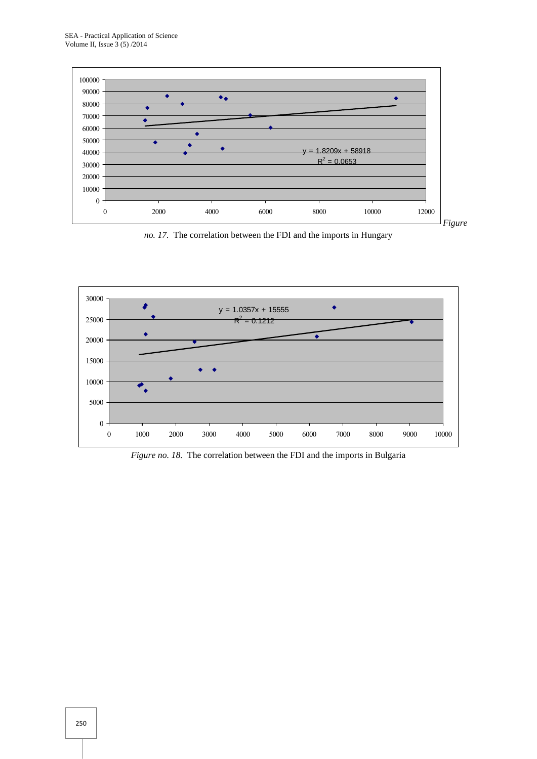100000
90000
80000
70000
60000
50000
40000
30000
20000
10000
0

0 2000 4000 6000 8000 10000 12000

y = 1.8209x + 58918
$R^2$ = 0.0653

*Figure no. 17.* The correlation between the FDI and the imports in Hungary

30000
25000
20000
15000
10000
5000
0

0 1000 2000 3000 4000 5000 6000 7000 8000 9000 10000

y = 1.0357x + 15555
$R^2$ = 0.1212

*Figure no. 18.* The correlation between the FDI and the imports in Bulgaria